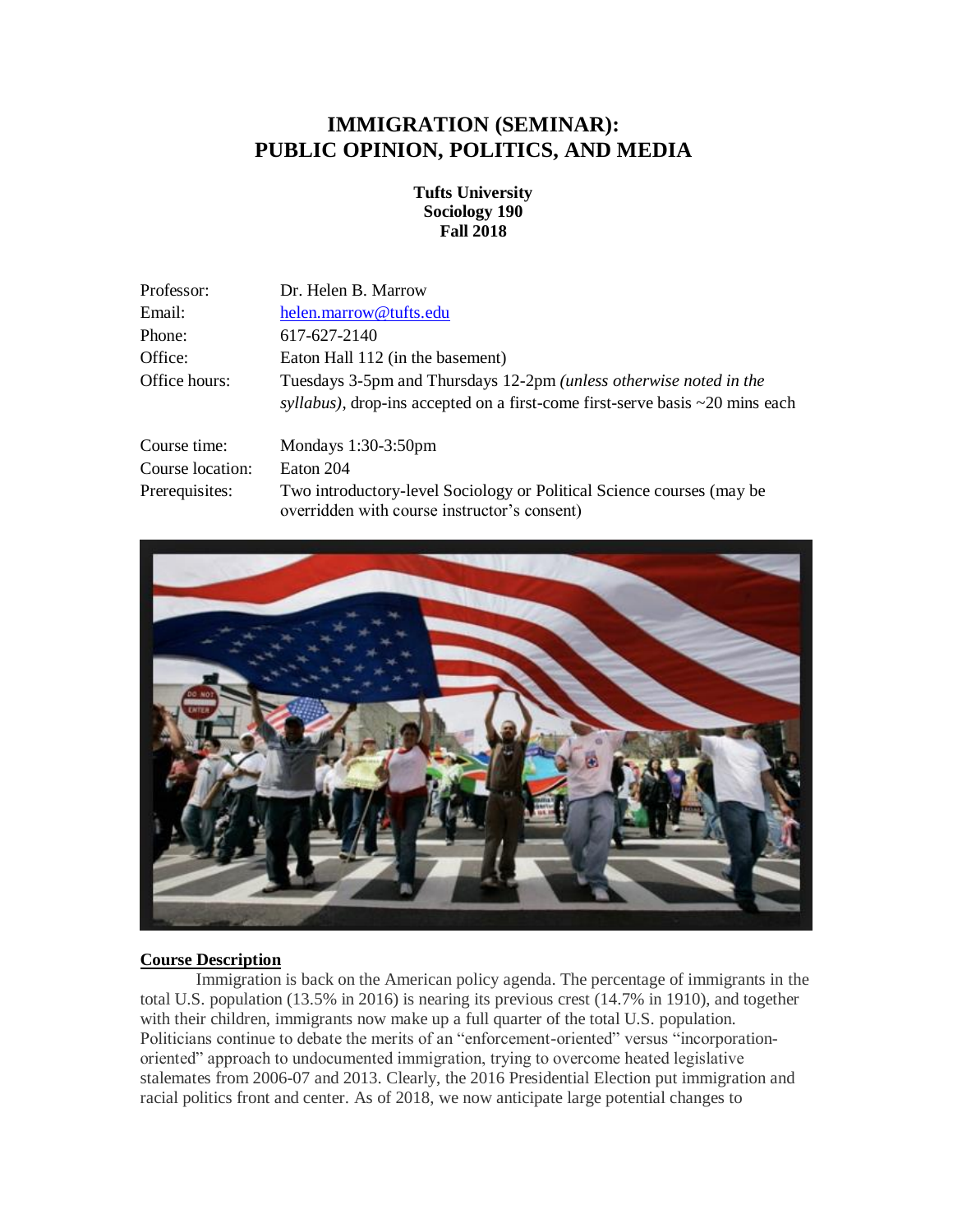# IMMIGRATION (SEMINAR): PUBLIC OPINION, POLITICS, AND MEDIA

**Tufts University**
**Sociology 190**
**Fall 2018**

| | |
|---|---|
| Professor: | Dr. Helen B. Marrow |
| Email: | helen.marrow@tufts.edu |
| Phone: | 617-627-2140 |
| Office: | Eaton Hall 112 (in the basement) |
| Office hours: | Tuesdays 3-5pm and Thursdays 12-2pm *(unless otherwise noted in the syllabus)*, drop-ins accepted on a first-come first-serve basis ~20 mins each |
| Course time: | Mondays 1:30-3:50pm |
| Course location: | Eaton 204 |
| Prerequisites: | Two introductory-level Sociology or Political Science courses (may be overridden with course instructor's consent) |

## Course Description

Immigration is back on the American policy agenda. The percentage of immigrants in the total U.S. population (13.5% in 2016) is nearing its previous crest (14.7% in 1910), and together with their children, immigrants now make up a full quarter of the total U.S. population. Politicians continue to debate the merits of an "enforcement-oriented" versus "incorporation-oriented" approach to undocumented immigration, trying to overcome heated legislative stalemates from 2006-07 and 2013. Clearly, the 2016 Presidential Election put immigration and racial politics front and center. As of 2018, we now anticipate large potential changes to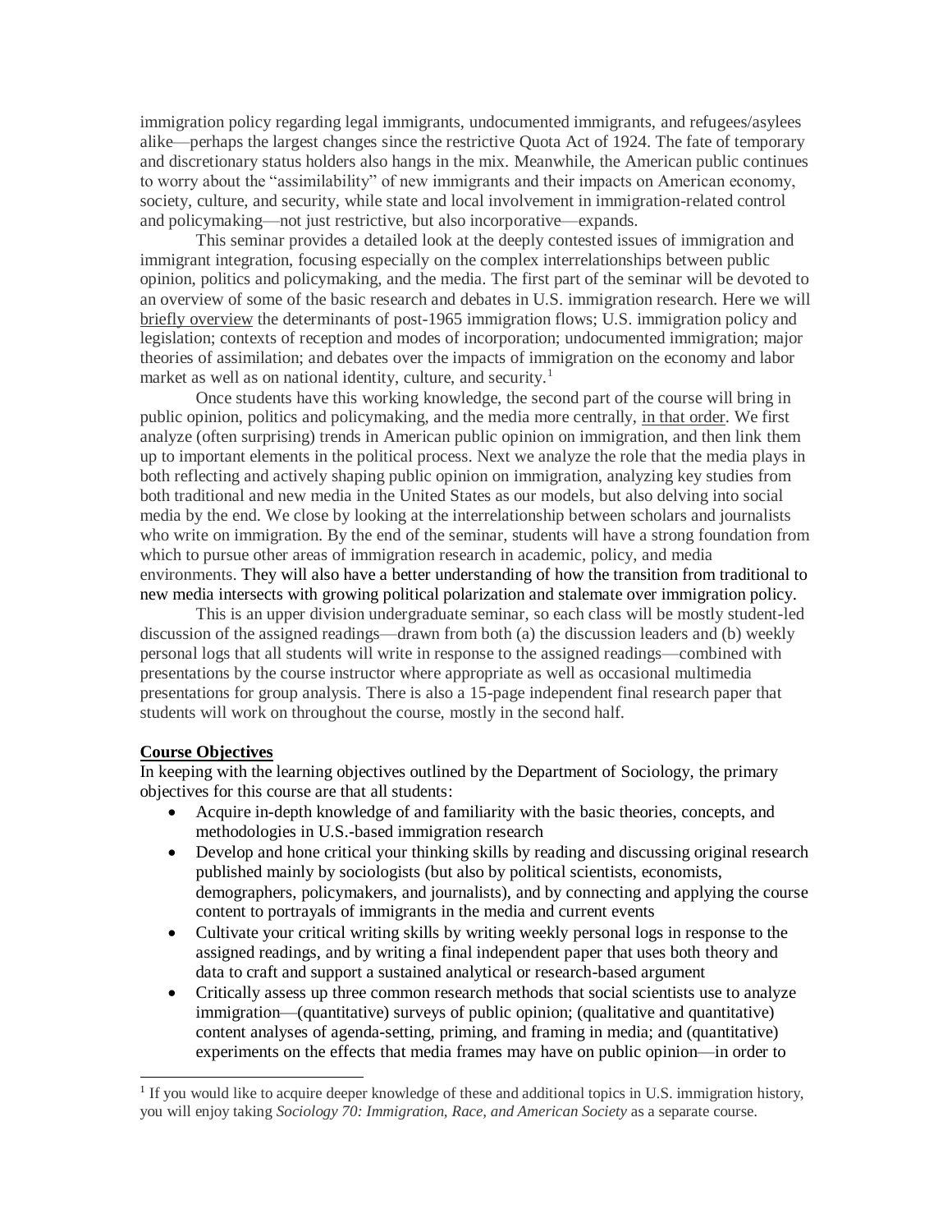immigration policy regarding legal immigrants, undocumented immigrants, and refugees/asylees alike—perhaps the largest changes since the restrictive Quota Act of 1924. The fate of temporary and discretionary status holders also hangs in the mix. Meanwhile, the American public continues to worry about the "assimilability" of new immigrants and their impacts on American economy, society, culture, and security, while state and local involvement in immigration-related control and policymaking—not just restrictive, but also incorporative—expands.

This seminar provides a detailed look at the deeply contested issues of immigration and immigrant integration, focusing especially on the complex interrelationships between public opinion, politics and policymaking, and the media. The first part of the seminar will be devoted to an overview of some of the basic research and debates in U.S. immigration research. Here we will briefly overview the determinants of post-1965 immigration flows; U.S. immigration policy and legislation; contexts of reception and modes of incorporation; undocumented immigration; major theories of assimilation; and debates over the impacts of immigration on the economy and labor market as well as on national identity, culture, and security.[1]

Once students have this working knowledge, the second part of the course will bring in public opinion, politics and policymaking, and the media more centrally, in that order. We first analyze (often surprising) trends in American public opinion on immigration, and then link them up to important elements in the political process. Next we analyze the role that the media plays in both reflecting and actively shaping public opinion on immigration, analyzing key studies from both traditional and new media in the United States as our models, but also delving into social media by the end. We close by looking at the interrelationship between scholars and journalists who write on immigration. By the end of the seminar, students will have a strong foundation from which to pursue other areas of immigration research in academic, policy, and media environments. They will also have a better understanding of how the transition from traditional to new media intersects with growing political polarization and stalemate over immigration policy.

This is an upper division undergraduate seminar, so each class will be mostly student-led discussion of the assigned readings—drawn from both (a) the discussion leaders and (b) weekly personal logs that all students will write in response to the assigned readings—combined with presentations by the course instructor where appropriate as well as occasional multimedia presentations for group analysis. There is also a 15-page independent final research paper that students will work on throughout the course, mostly in the second half.

**Course Objectives**

In keeping with the learning objectives outlined by the Department of Sociology, the primary objectives for this course are that all students:

- Acquire in-depth knowledge of and familiarity with the basic theories, concepts, and methodologies in U.S.-based immigration research
- Develop and hone critical your thinking skills by reading and discussing original research published mainly by sociologists (but also by political scientists, economists, demographers, policymakers, and journalists), and by connecting and applying the course content to portrayals of immigrants in the media and current events
- Cultivate your critical writing skills by writing weekly personal logs in response to the assigned readings, and by writing a final independent paper that uses both theory and data to craft and support a sustained analytical or research-based argument
- Critically assess up three common research methods that social scientists use to analyze immigration—(quantitative) surveys of public opinion; (qualitative and quantitative) content analyses of agenda-setting, priming, and framing in media; and (quantitative) experiments on the effects that media frames may have on public opinion—in order to

[1] If you would like to acquire deeper knowledge of these and additional topics in U.S. immigration history, you will enjoy taking *Sociology 70: Immigration, Race, and American Society* as a separate course.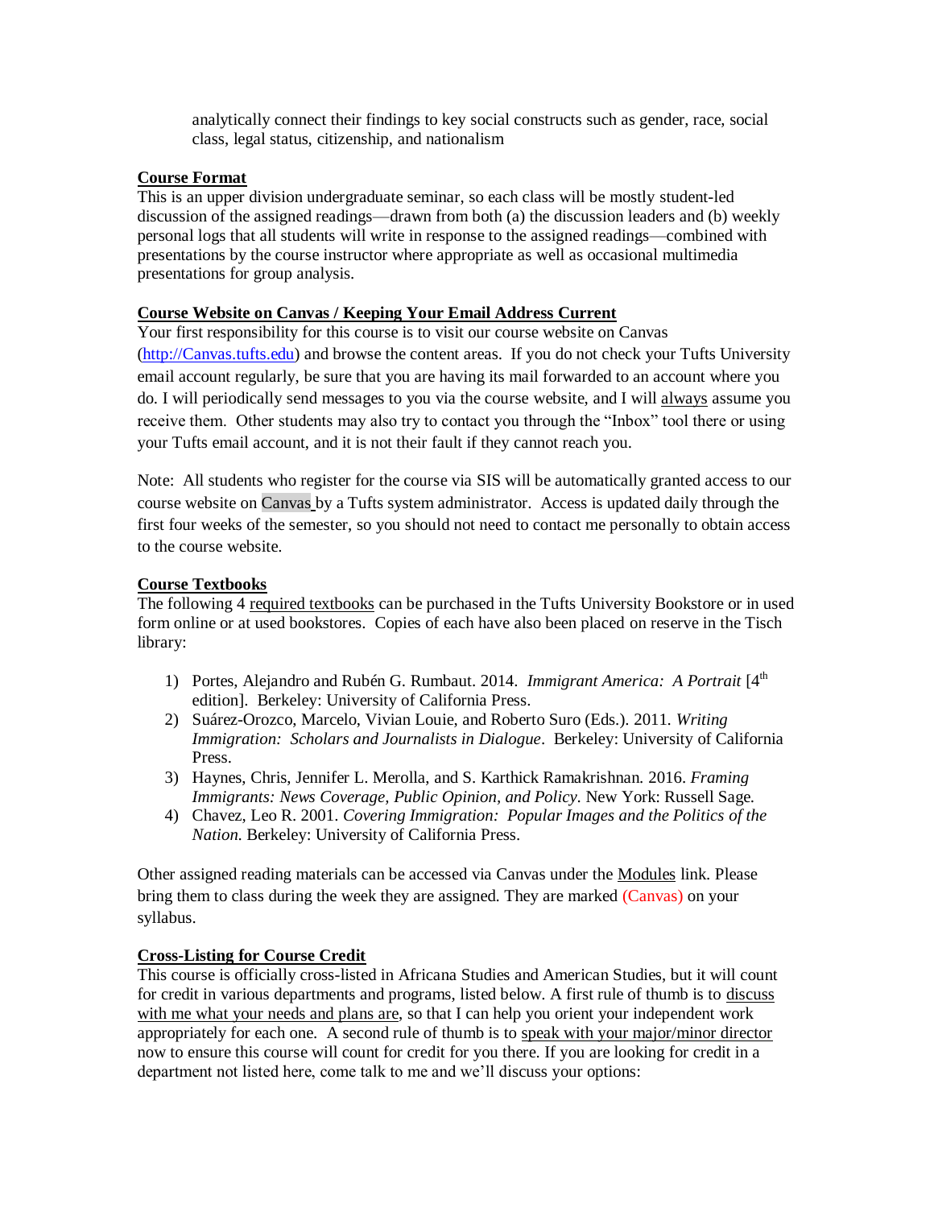analytically connect their findings to key social constructs such as gender, race, social class, legal status, citizenship, and nationalism

**Course Format**

This is an upper division undergraduate seminar, so each class will be mostly student-led discussion of the assigned readings—drawn from both (a) the discussion leaders and (b) weekly personal logs that all students will write in response to the assigned readings—combined with presentations by the course instructor where appropriate as well as occasional multimedia presentations for group analysis.

**Course Website on Canvas / Keeping Your Email Address Current**

Your first responsibility for this course is to visit our course website on Canvas (http://Canvas.tufts.edu) and browse the content areas. If you do not check your Tufts University email account regularly, be sure that you are having its mail forwarded to an account where you do. I will periodically send messages to you via the course website, and I will always assume you receive them. Other students may also try to contact you through the "Inbox" tool there or using your Tufts email account, and it is not their fault if they cannot reach you.

Note: All students who register for the course via SIS will be automatically granted access to our course website on Canvas by a Tufts system administrator. Access is updated daily through the first four weeks of the semester, so you should not need to contact me personally to obtain access to the course website.

**Course Textbooks**

The following 4 required textbooks can be purchased in the Tufts University Bookstore or in used form online or at used bookstores. Copies of each have also been placed on reserve in the Tisch library:

1) Portes, Alejandro and Rubén G. Rumbaut. 2014. *Immigrant America: A Portrait* [4th edition]. Berkeley: University of California Press.
2) Suárez-Orozco, Marcelo, Vivian Louie, and Roberto Suro (Eds.). 2011. *Writing Immigration: Scholars and Journalists in Dialogue*. Berkeley: University of California Press.
3) Haynes, Chris, Jennifer L. Merolla, and S. Karthick Ramakrishnan. 2016. *Framing Immigrants: News Coverage, Public Opinion, and Policy*. New York: Russell Sage.
4) Chavez, Leo R. 2001. *Covering Immigration: Popular Images and the Politics of the Nation*. Berkeley: University of California Press.

Other assigned reading materials can be accessed via Canvas under the Modules link. Please bring them to class during the week they are assigned. They are marked (Canvas) on your syllabus.

**Cross-Listing for Course Credit**

This course is officially cross-listed in Africana Studies and American Studies, but it will count for credit in various departments and programs, listed below. A first rule of thumb is to discuss with me what your needs and plans are, so that I can help you orient your independent work appropriately for each one. A second rule of thumb is to speak with your major/minor director now to ensure this course will count for credit for you there. If you are looking for credit in a department not listed here, come talk to me and we'll discuss your options: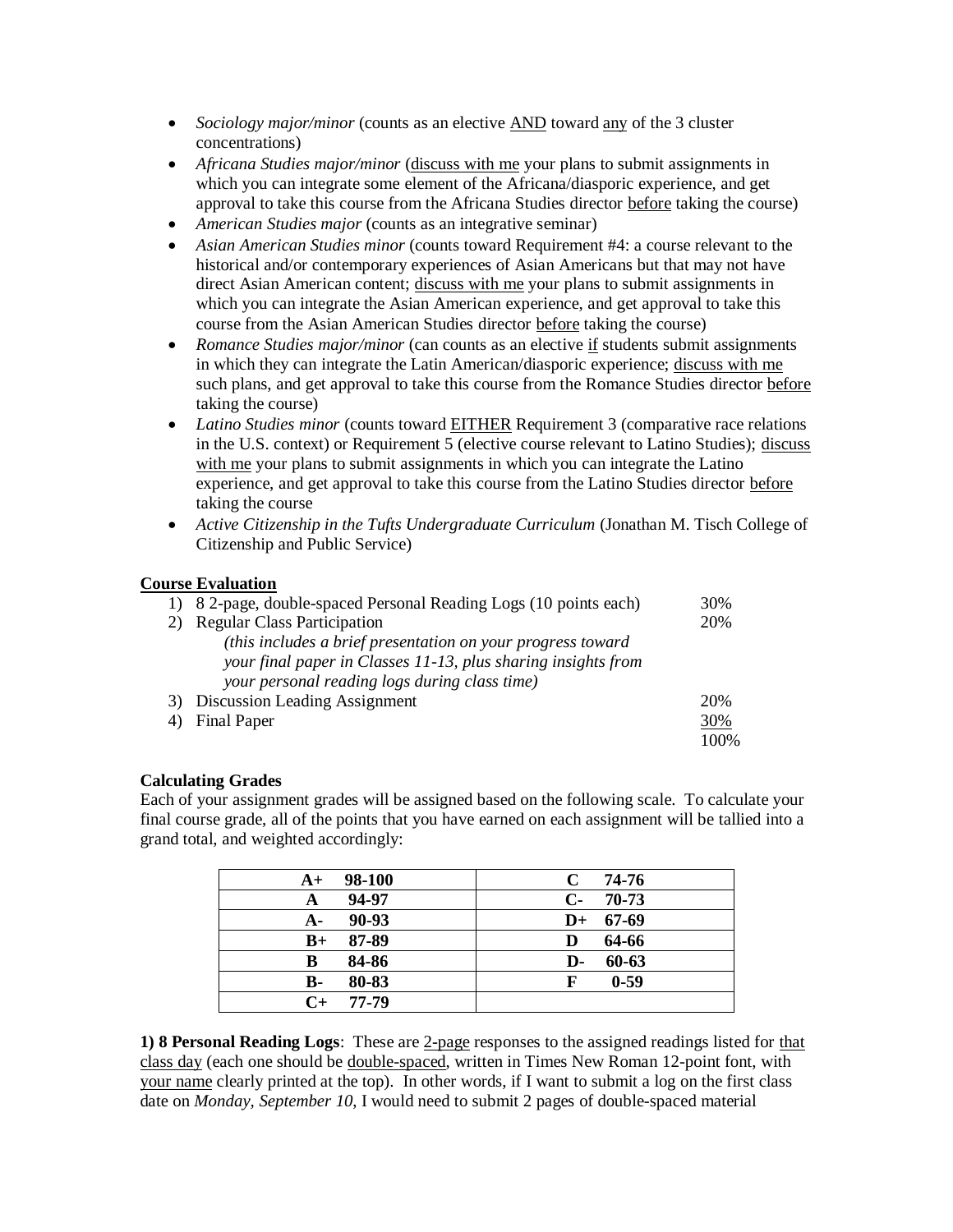- *Sociology major/minor* (counts as an elective AND toward any of the 3 cluster concentrations)
- *Africana Studies major/minor* (discuss with me your plans to submit assignments in which you can integrate some element of the Africana/diasporic experience, and get approval to take this course from the Africana Studies director before taking the course)
- *American Studies major* (counts as an integrative seminar)
- *Asian American Studies minor* (counts toward Requirement #4: a course relevant to the historical and/or contemporary experiences of Asian Americans but that may not have direct Asian American content; discuss with me your plans to submit assignments in which you can integrate the Asian American experience, and get approval to take this course from the Asian American Studies director before taking the course)
- *Romance Studies major/minor* (can counts as an elective if students submit assignments in which they can integrate the Latin American/diasporic experience; discuss with me such plans, and get approval to take this course from the Romance Studies director before taking the course)
- *Latino Studies minor* (counts toward EITHER Requirement 3 (comparative race relations in the U.S. context) or Requirement 5 (elective course relevant to Latino Studies); discuss with me your plans to submit assignments in which you can integrate the Latino experience, and get approval to take this course from the Latino Studies director before taking the course
- *Active Citizenship in the Tufts Undergraduate Curriculum* (Jonathan M. Tisch College of Citizenship and Public Service)

**Course Evaluation**

1) 8 2-page, double-spaced Personal Reading Logs (10 points each) — 30%
2) Regular Class Participation — 20%
   *(this includes a brief presentation on your progress toward your final paper in Classes 11-13, plus sharing insights from your personal reading logs during class time)*
3) Discussion Leading Assignment — 20%
4) Final Paper — 30%

100%

**Calculating Grades**

Each of your assignment grades will be assigned based on the following scale. To calculate your final course grade, all of the points that you have earned on each assignment will be tallied into a grand total, and weighted accordingly:

| | |
|---|---|
| **A+ 98-100** | **C 74-76** |
| **A 94-97** | **C- 70-73** |
| **A- 90-93** | **D+ 67-69** |
| **B+ 87-89** | **D 64-66** |
| **B 84-86** | **D- 60-63** |
| **B- 80-83** | **F 0-59** |
| **C+ 77-79** | |

**1) 8 Personal Reading Logs**: These are 2-page responses to the assigned readings listed for that class day (each one should be double-spaced, written in Times New Roman 12-point font, with your name clearly printed at the top). In other words, if I want to submit a log on the first class date on *Monday, September 10,* I would need to submit 2 pages of double-spaced material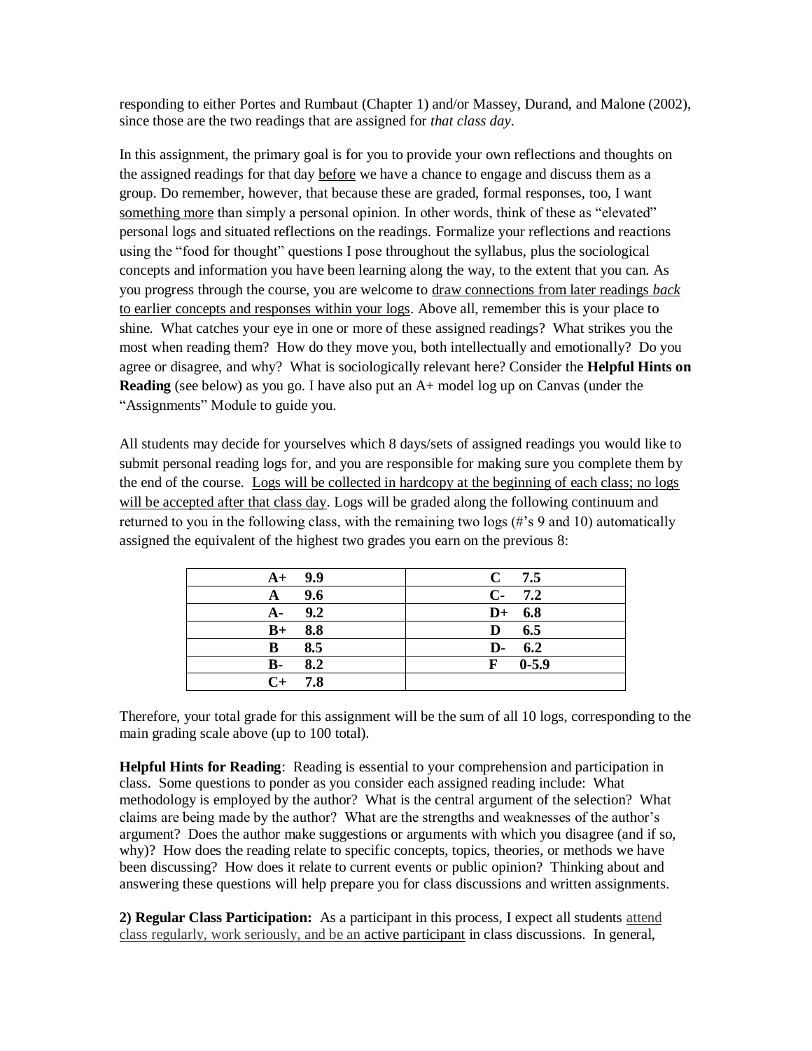responding to either Portes and Rumbaut (Chapter 1) and/or Massey, Durand, and Malone (2002), since those are the two readings that are assigned for *that class day*.

In this assignment, the primary goal is for you to provide your own reflections and thoughts on the assigned readings for that day before we have a chance to engage and discuss them as a group. Do remember, however, that because these are graded, formal responses, too, I want something more than simply a personal opinion. In other words, think of these as "elevated" personal logs and situated reflections on the readings. Formalize your reflections and reactions using the "food for thought" questions I pose throughout the syllabus, plus the sociological concepts and information you have been learning along the way, to the extent that you can. As you progress through the course, you are welcome to draw connections from later readings *back* to earlier concepts and responses within your logs. Above all, remember this is your place to shine. What catches your eye in one or more of these assigned readings? What strikes you the most when reading them? How do they move you, both intellectually and emotionally? Do you agree or disagree, and why? What is sociologically relevant here? Consider the **Helpful Hints on Reading** (see below) as you go. I have also put an A+ model log up on Canvas (under the "Assignments" Module to guide you.

All students may decide for yourselves which 8 days/sets of assigned readings you would like to submit personal reading logs for, and you are responsible for making sure you complete them by the end of the course. Logs will be collected in hardcopy at the beginning of each class; no logs will be accepted after that class day. Logs will be graded along the following continuum and returned to you in the following class, with the remaining two logs (#'s 9 and 10) automatically assigned the equivalent of the highest two grades you earn on the previous 8:

| | |
|---|---|
| **A+ 9.9** | **C 7.5** |
| **A 9.6** | **C- 7.2** |
| **A- 9.2** | **D+ 6.8** |
| **B+ 8.8** | **D 6.5** |
| **B 8.5** | **D- 6.2** |
| **B- 8.2** | **F 0-5.9** |
| **C+ 7.8** | |

Therefore, your total grade for this assignment will be the sum of all 10 logs, corresponding to the main grading scale above (up to 100 total).

**Helpful Hints for Reading**: Reading is essential to your comprehension and participation in class. Some questions to ponder as you consider each assigned reading include: What methodology is employed by the author? What is the central argument of the selection? What claims are being made by the author? What are the strengths and weaknesses of the author's argument? Does the author make suggestions or arguments with which you disagree (and if so, why)? How does the reading relate to specific concepts, topics, theories, or methods we have been discussing? How does it relate to current events or public opinion? Thinking about and answering these questions will help prepare you for class discussions and written assignments.

**2) Regular Class Participation:** As a participant in this process, I expect all students attend class regularly, work seriously, and be an active participant in class discussions. In general,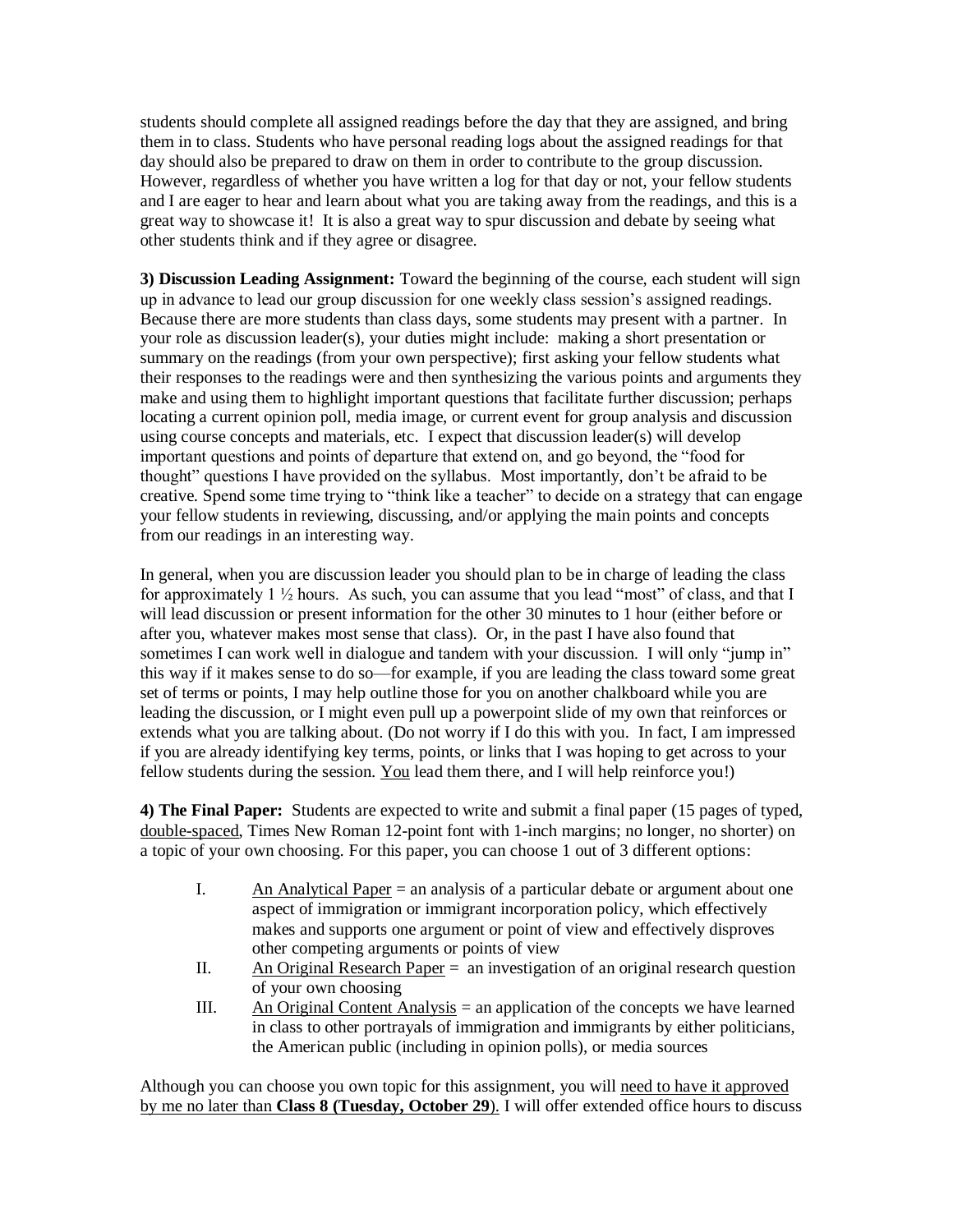students should complete all assigned readings before the day that they are assigned, and bring them in to class. Students who have personal reading logs about the assigned readings for that day should also be prepared to draw on them in order to contribute to the group discussion. However, regardless of whether you have written a log for that day or not, your fellow students and I are eager to hear and learn about what you are taking away from the readings, and this is a great way to showcase it! It is also a great way to spur discussion and debate by seeing what other students think and if they agree or disagree.

**3) Discussion Leading Assignment:** Toward the beginning of the course, each student will sign up in advance to lead our group discussion for one weekly class session's assigned readings. Because there are more students than class days, some students may present with a partner. In your role as discussion leader(s), your duties might include: making a short presentation or summary on the readings (from your own perspective); first asking your fellow students what their responses to the readings were and then synthesizing the various points and arguments they make and using them to highlight important questions that facilitate further discussion; perhaps locating a current opinion poll, media image, or current event for group analysis and discussion using course concepts and materials, etc. I expect that discussion leader(s) will develop important questions and points of departure that extend on, and go beyond, the "food for thought" questions I have provided on the syllabus. Most importantly, don't be afraid to be creative. Spend some time trying to "think like a teacher" to decide on a strategy that can engage your fellow students in reviewing, discussing, and/or applying the main points and concepts from our readings in an interesting way.

In general, when you are discussion leader you should plan to be in charge of leading the class for approximately 1 ½ hours. As such, you can assume that you lead "most" of class, and that I will lead discussion or present information for the other 30 minutes to 1 hour (either before or after you, whatever makes most sense that class). Or, in the past I have also found that sometimes I can work well in dialogue and tandem with your discussion. I will only "jump in" this way if it makes sense to do so—for example, if you are leading the class toward some great set of terms or points, I may help outline those for you on another chalkboard while you are leading the discussion, or I might even pull up a powerpoint slide of my own that reinforces or extends what you are talking about. (Do not worry if I do this with you. In fact, I am impressed if you are already identifying key terms, points, or links that I was hoping to get across to your fellow students during the session. <u>You</u> lead them there, and I will help reinforce you!)

**4) The Final Paper:** Students are expected to write and submit a final paper (15 pages of typed, <u>double-spaced</u>, Times New Roman 12-point font with 1-inch margins; no longer, no shorter) on a topic of your own choosing. For this paper, you can choose 1 out of 3 different options:

I. <u>An Analytical Paper</u> = an analysis of a particular debate or argument about one aspect of immigration or immigrant incorporation policy, which effectively makes and supports one argument or point of view and effectively disproves other competing arguments or points of view

II. <u>An Original Research Paper</u> = an investigation of an original research question of your own choosing

III. <u>An Original Content Analysis</u> = an application of the concepts we have learned in class to other portrayals of immigration and immigrants by either politicians, the American public (including in opinion polls), or media sources

Although you can choose you own topic for this assignment, you will <u>need to have it approved by me no later than **Class 8 (Tuesday, October 29**)</u>. I will offer extended office hours to discuss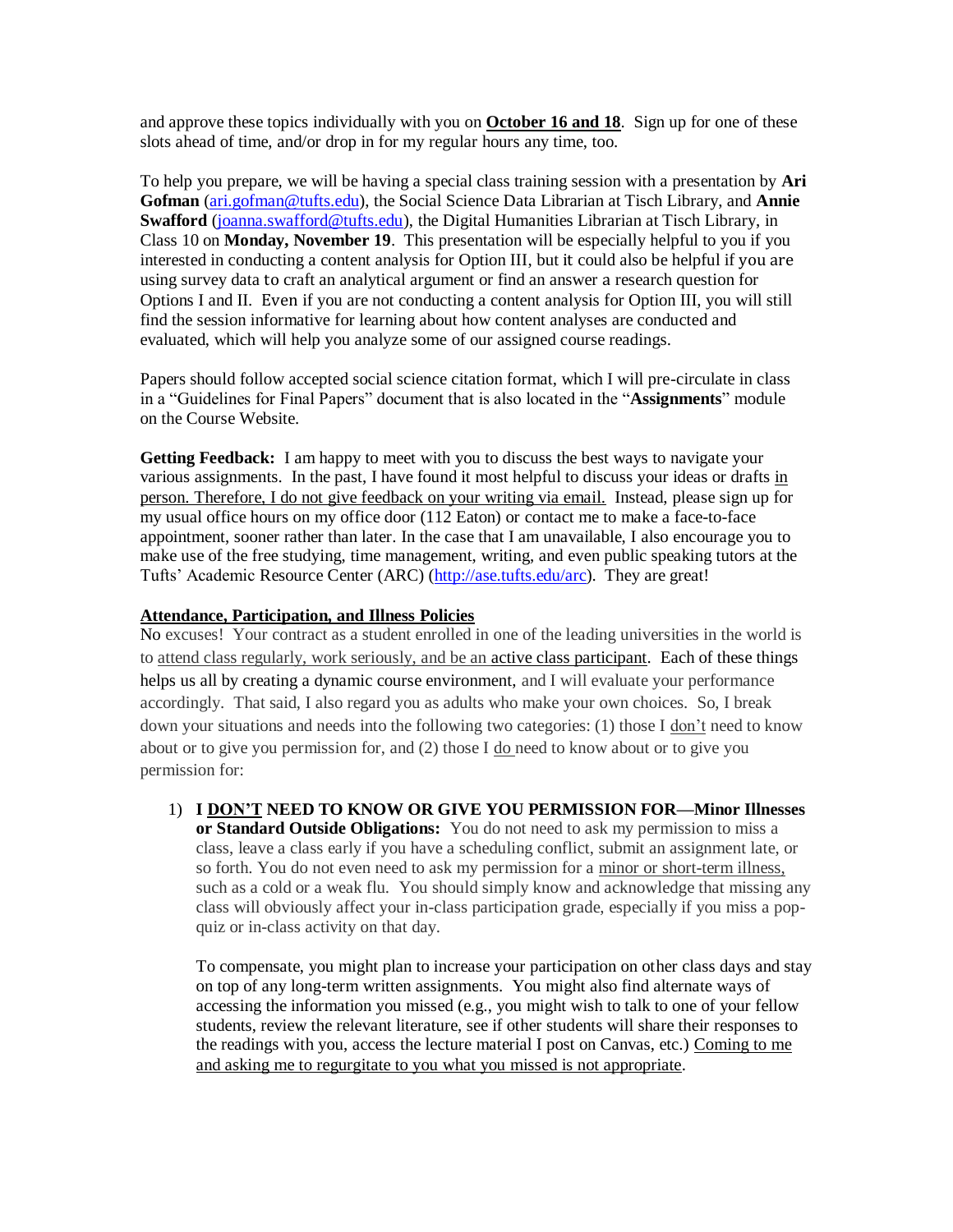and approve these topics individually with you on **October 16 and 18**. Sign up for one of these slots ahead of time, and/or drop in for my regular hours any time, too.

To help you prepare, we will be having a special class training session with a presentation by **Ari Gofman** (ari.gofman@tufts.edu), the Social Science Data Librarian at Tisch Library, and **Annie Swafford** (joanna.swafford@tufts.edu), the Digital Humanities Librarian at Tisch Library, in Class 10 on **Monday, November 19**. This presentation will be especially helpful to you if you interested in conducting a content analysis for Option III, but it could also be helpful if you are using survey data to craft an analytical argument or find an answer a research question for Options I and II. Even if you are not conducting a content analysis for Option III, you will still find the session informative for learning about how content analyses are conducted and evaluated, which will help you analyze some of our assigned course readings.

Papers should follow accepted social science citation format, which I will pre-circulate in class in a "Guidelines for Final Papers" document that is also located in the "**Assignments**" module on the Course Website.

**Getting Feedback:** I am happy to meet with you to discuss the best ways to navigate your various assignments. In the past, I have found it most helpful to discuss your ideas or drafts in person. Therefore, I do not give feedback on your writing via email. Instead, please sign up for my usual office hours on my office door (112 Eaton) or contact me to make a face-to-face appointment, sooner rather than later. In the case that I am unavailable, I also encourage you to make use of the free studying, time management, writing, and even public speaking tutors at the Tufts' Academic Resource Center (ARC) (http://ase.tufts.edu/arc). They are great!

## Attendance, Participation, and Illness Policies

No excuses! Your contract as a student enrolled in one of the leading universities in the world is to attend class regularly, work seriously, and be an active class participant. Each of these things helps us all by creating a dynamic course environment, and I will evaluate your performance accordingly. That said, I also regard you as adults who make your own choices. So, I break down your situations and needs into the following two categories: (1) those I don't need to know about or to give you permission for, and (2) those I do need to know about or to give you permission for:

1) **I DON'T NEED TO KNOW OR GIVE YOU PERMISSION FOR—Minor Illnesses or Standard Outside Obligations:** You do not need to ask my permission to miss a class, leave a class early if you have a scheduling conflict, submit an assignment late, or so forth. You do not even need to ask my permission for a minor or short-term illness, such as a cold or a weak flu. You should simply know and acknowledge that missing any class will obviously affect your in-class participation grade, especially if you miss a pop-quiz or in-class activity on that day.

   To compensate, you might plan to increase your participation on other class days and stay on top of any long-term written assignments. You might also find alternate ways of accessing the information you missed (e.g., you might wish to talk to one of your fellow students, review the relevant literature, see if other students will share their responses to the readings with you, access the lecture material I post on Canvas, etc.) Coming to me and asking me to regurgitate to you what you missed is not appropriate.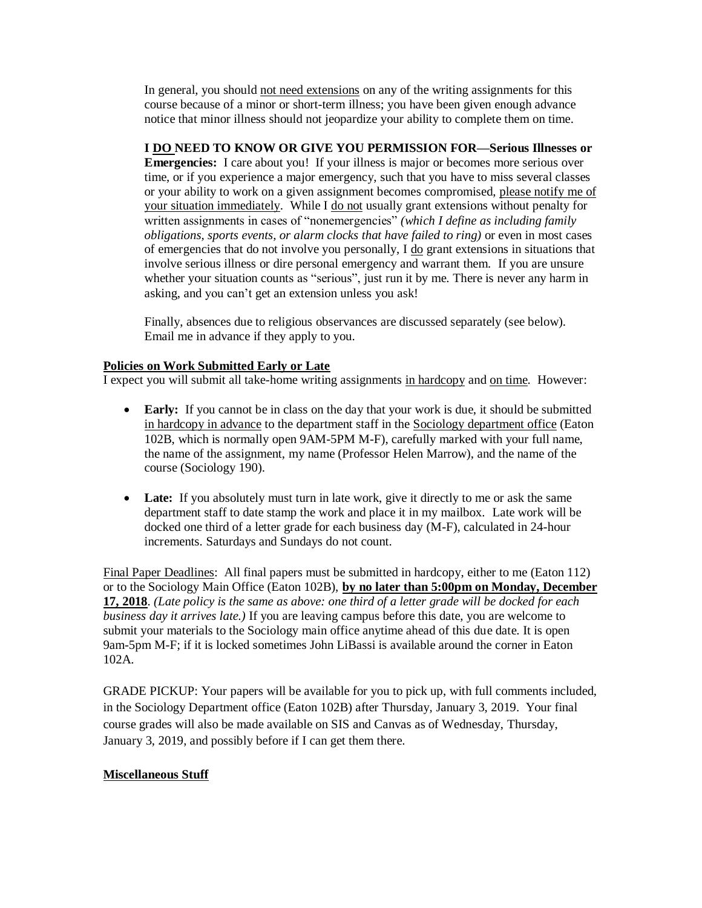In general, you should not need extensions on any of the writing assignments for this course because of a minor or short-term illness; you have been given enough advance notice that minor illness should not jeopardize your ability to complete them on time.

**I DO NEED TO KNOW OR GIVE YOU PERMISSION FOR—Serious Illnesses or Emergencies:** I care about you! If your illness is major or becomes more serious over time, or if you experience a major emergency, such that you have to miss several classes or your ability to work on a given assignment becomes compromised, please notify me of your situation immediately. While I do not usually grant extensions without penalty for written assignments in cases of "nonemergencies" *(which I define as including family obligations, sports events, or alarm clocks that have failed to ring)* or even in most cases of emergencies that do not involve you personally, I do grant extensions in situations that involve serious illness or dire personal emergency and warrant them. If you are unsure whether your situation counts as "serious", just run it by me. There is never any harm in asking, and you can't get an extension unless you ask!

Finally, absences due to religious observances are discussed separately (see below). Email me in advance if they apply to you.

**Policies on Work Submitted Early or Late**

I expect you will submit all take-home writing assignments in hardcopy and on time. However:

- **Early:** If you cannot be in class on the day that your work is due, it should be submitted in hardcopy in advance to the department staff in the Sociology department office (Eaton 102B, which is normally open 9AM-5PM M-F), carefully marked with your full name, the name of the assignment, my name (Professor Helen Marrow), and the name of the course (Sociology 190).
- **Late:** If you absolutely must turn in late work, give it directly to me or ask the same department staff to date stamp the work and place it in my mailbox. Late work will be docked one third of a letter grade for each business day (M-F), calculated in 24-hour increments. Saturdays and Sundays do not count.

Final Paper Deadlines: All final papers must be submitted in hardcopy, either to me (Eaton 112) or to the Sociology Main Office (Eaton 102B), **by no later than 5:00pm on Monday, December 17, 2018**. *(Late policy is the same as above: one third of a letter grade will be docked for each business day it arrives late.)* If you are leaving campus before this date, you are welcome to submit your materials to the Sociology main office anytime ahead of this due date. It is open 9am-5pm M-F; if it is locked sometimes John LiBassi is available around the corner in Eaton 102A.

GRADE PICKUP: Your papers will be available for you to pick up, with full comments included, in the Sociology Department office (Eaton 102B) after Thursday, January 3, 2019. Your final course grades will also be made available on SIS and Canvas as of Wednesday, Thursday, January 3, 2019, and possibly before if I can get them there.

**Miscellaneous Stuff**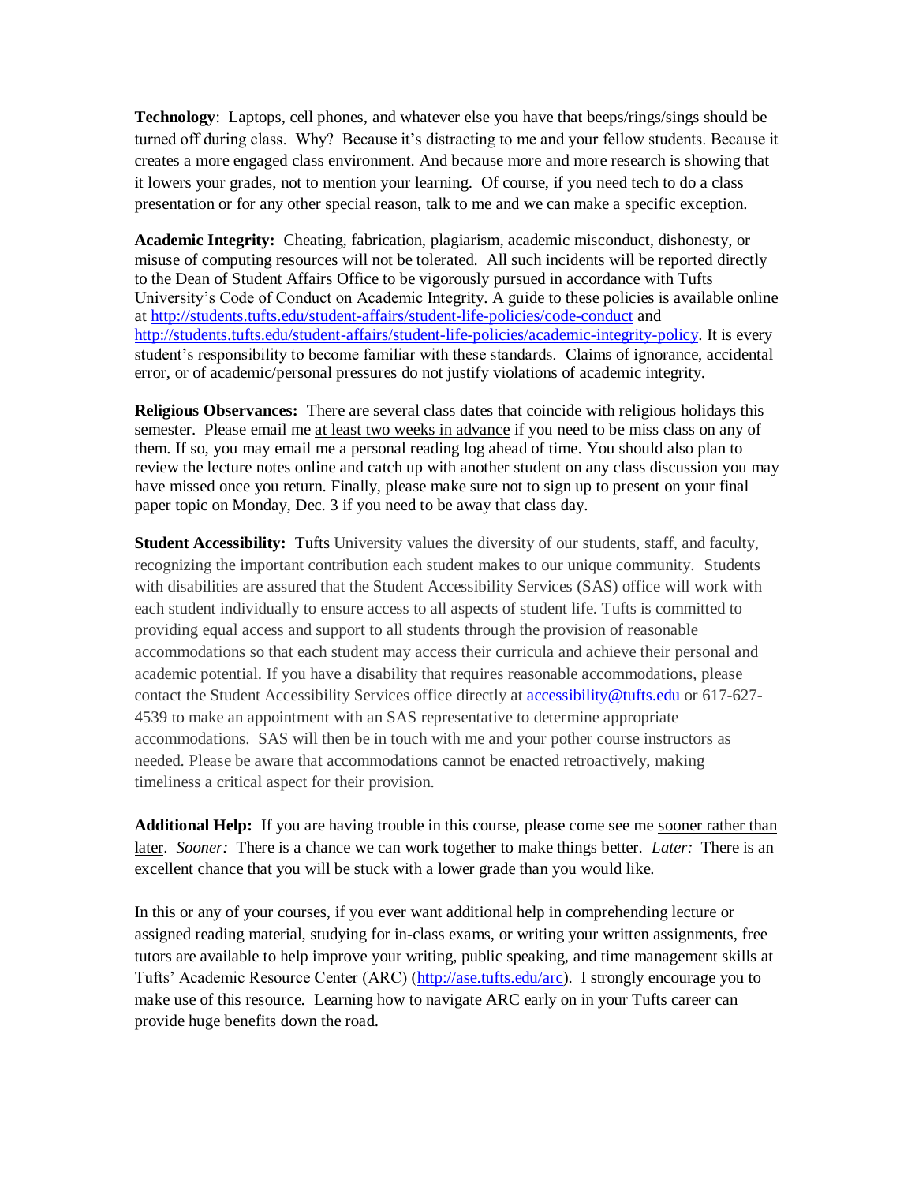**Technology**: Laptops, cell phones, and whatever else you have that beeps/rings/sings should be turned off during class. Why? Because it's distracting to me and your fellow students. Because it creates a more engaged class environment. And because more and more research is showing that it lowers your grades, not to mention your learning. Of course, if you need tech to do a class presentation or for any other special reason, talk to me and we can make a specific exception.

**Academic Integrity:** Cheating, fabrication, plagiarism, academic misconduct, dishonesty, or misuse of computing resources will not be tolerated. All such incidents will be reported directly to the Dean of Student Affairs Office to be vigorously pursued in accordance with Tufts University's Code of Conduct on Academic Integrity. A guide to these policies is available online at http://students.tufts.edu/student-affairs/student-life-policies/code-conduct and http://students.tufts.edu/student-affairs/student-life-policies/academic-integrity-policy. It is every student's responsibility to become familiar with these standards. Claims of ignorance, accidental error, or of academic/personal pressures do not justify violations of academic integrity.

**Religious Observances:** There are several class dates that coincide with religious holidays this semester. Please email me at least two weeks in advance if you need to be miss class on any of them. If so, you may email me a personal reading log ahead of time. You should also plan to review the lecture notes online and catch up with another student on any class discussion you may have missed once you return. Finally, please make sure not to sign up to present on your final paper topic on Monday, Dec. 3 if you need to be away that class day.

**Student Accessibility:** Tufts University values the diversity of our students, staff, and faculty, recognizing the important contribution each student makes to our unique community. Students with disabilities are assured that the Student Accessibility Services (SAS) office will work with each student individually to ensure access to all aspects of student life. Tufts is committed to providing equal access and support to all students through the provision of reasonable accommodations so that each student may access their curricula and achieve their personal and academic potential. If you have a disability that requires reasonable accommodations, please contact the Student Accessibility Services office directly at accessibility@tufts.edu or 617-627-4539 to make an appointment with an SAS representative to determine appropriate accommodations. SAS will then be in touch with me and your pother course instructors as needed. Please be aware that accommodations cannot be enacted retroactively, making timeliness a critical aspect for their provision.

**Additional Help:** If you are having trouble in this course, please come see me sooner rather than later. *Sooner:* There is a chance we can work together to make things better. *Later:* There is an excellent chance that you will be stuck with a lower grade than you would like.

In this or any of your courses, if you ever want additional help in comprehending lecture or assigned reading material, studying for in-class exams, or writing your written assignments, free tutors are available to help improve your writing, public speaking, and time management skills at Tufts' Academic Resource Center (ARC) (http://ase.tufts.edu/arc). I strongly encourage you to make use of this resource. Learning how to navigate ARC early on in your Tufts career can provide huge benefits down the road.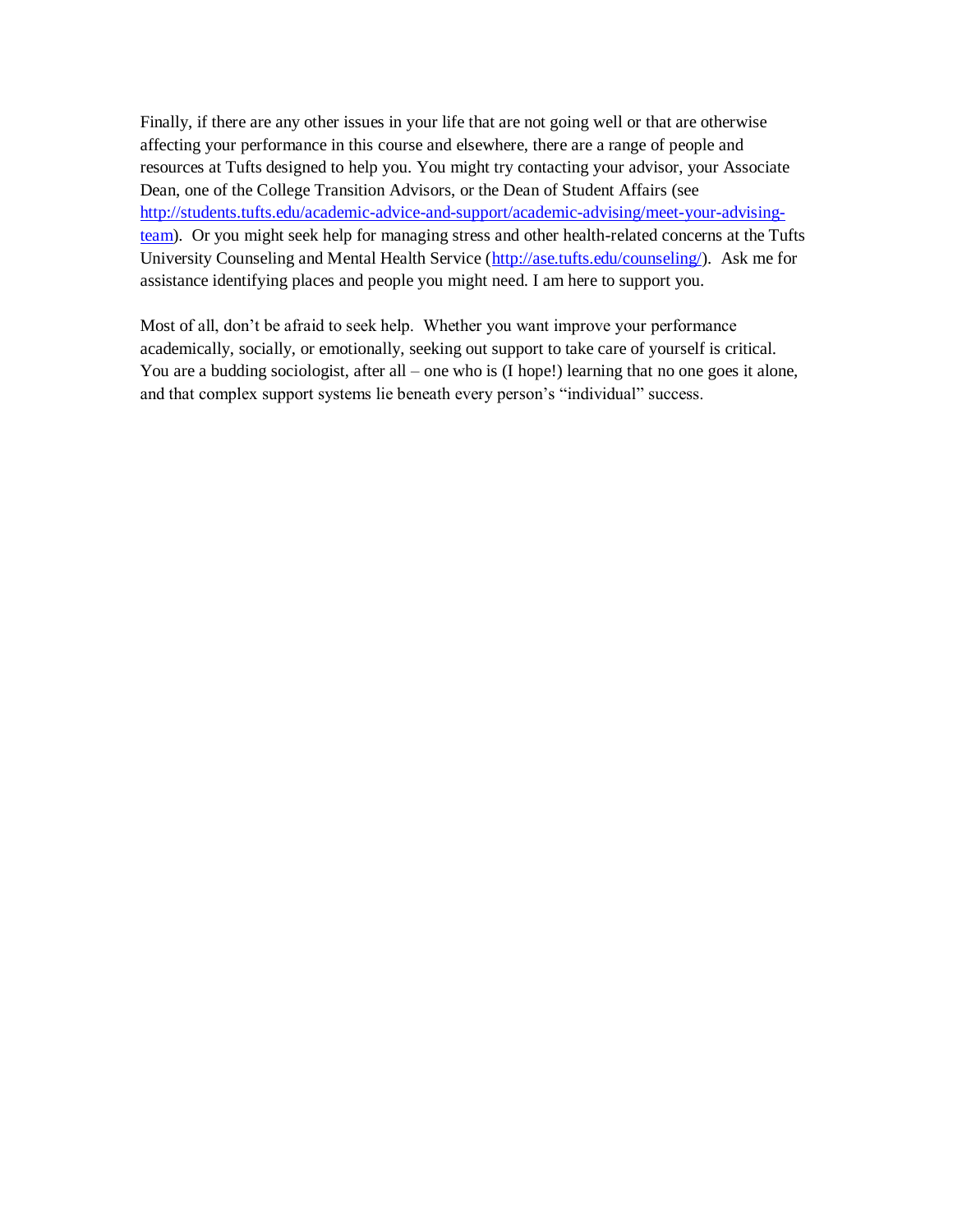Finally, if there are any other issues in your life that are not going well or that are otherwise affecting your performance in this course and elsewhere, there are a range of people and resources at Tufts designed to help you. You might try contacting your advisor, your Associate Dean, one of the College Transition Advisors, or the Dean of Student Affairs (see [http://students.tufts.edu/academic-advice-and-support/academic-advising/meet-your-advising-team](http://students.tufts.edu/academic-advice-and-support/academic-advising/meet-your-advising-team)). Or you might seek help for managing stress and other health-related concerns at the Tufts University Counseling and Mental Health Service ([http://ase.tufts.edu/counseling/](http://ase.tufts.edu/counseling/)). Ask me for assistance identifying places and people you might need. I am here to support you.

Most of all, don't be afraid to seek help. Whether you want improve your performance academically, socially, or emotionally, seeking out support to take care of yourself is critical. You are a budding sociologist, after all – one who is (I hope!) learning that no one goes it alone, and that complex support systems lie beneath every person's "individual" success.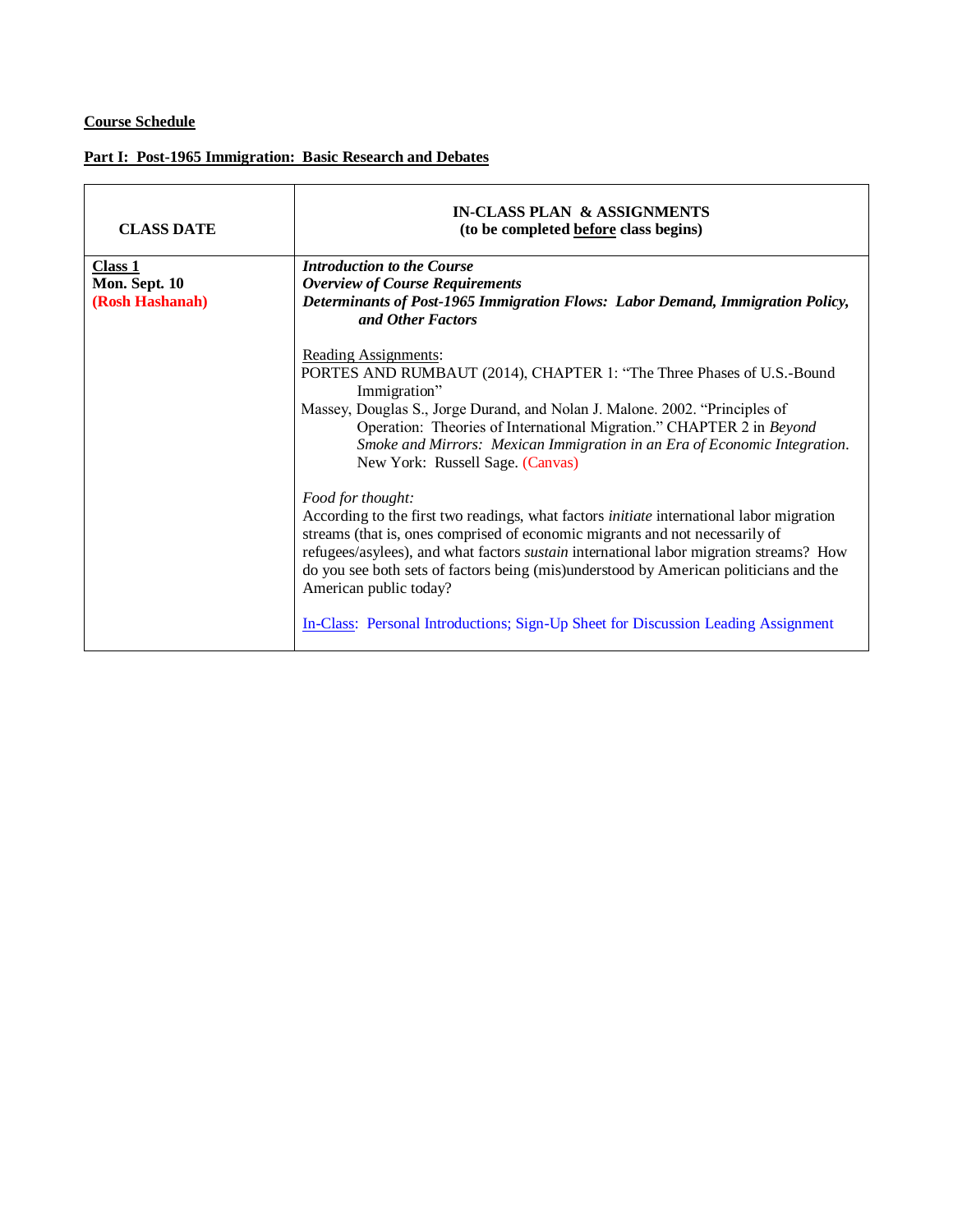**<u>Course Schedule</u>**

**<u>Part I: Post-1965 Immigration: Basic Research and Debates</u>**

| CLASS DATE | IN-CLASS PLAN & ASSIGNMENTS (to be completed before class begins) |
|---|---|
| **<u>Class 1</u>**<br>**Mon. Sept. 10**<br>**(Rosh Hashanah)** | ***Introduction to the Course***<br>***Overview of Course Requirements***<br>***Determinants of Post-1965 Immigration Flows: Labor Demand, Immigration Policy, and Other Factors***<br><br><u>Reading Assignments</u>:<br>PORTES AND RUMBAUT (2014), CHAPTER 1: "The Three Phases of U.S.-Bound Immigration"<br>Massey, Douglas S., Jorge Durand, and Nolan J. Malone. 2002. "Principles of Operation: Theories of International Migration." CHAPTER 2 in *Beyond Smoke and Mirrors: Mexican Immigration in an Era of Economic Integration*. New York: Russell Sage. (Canvas)<br><br>*Food for thought:*<br>According to the first two readings, what factors *initiate* international labor migration streams (that is, ones comprised of economic migrants and not necessarily of refugees/asylees), and what factors *sustain* international labor migration streams? How do you see both sets of factors being (mis)understood by American politicians and the American public today?<br><br><u>In-Class</u>: Personal Introductions; Sign-Up Sheet for Discussion Leading Assignment |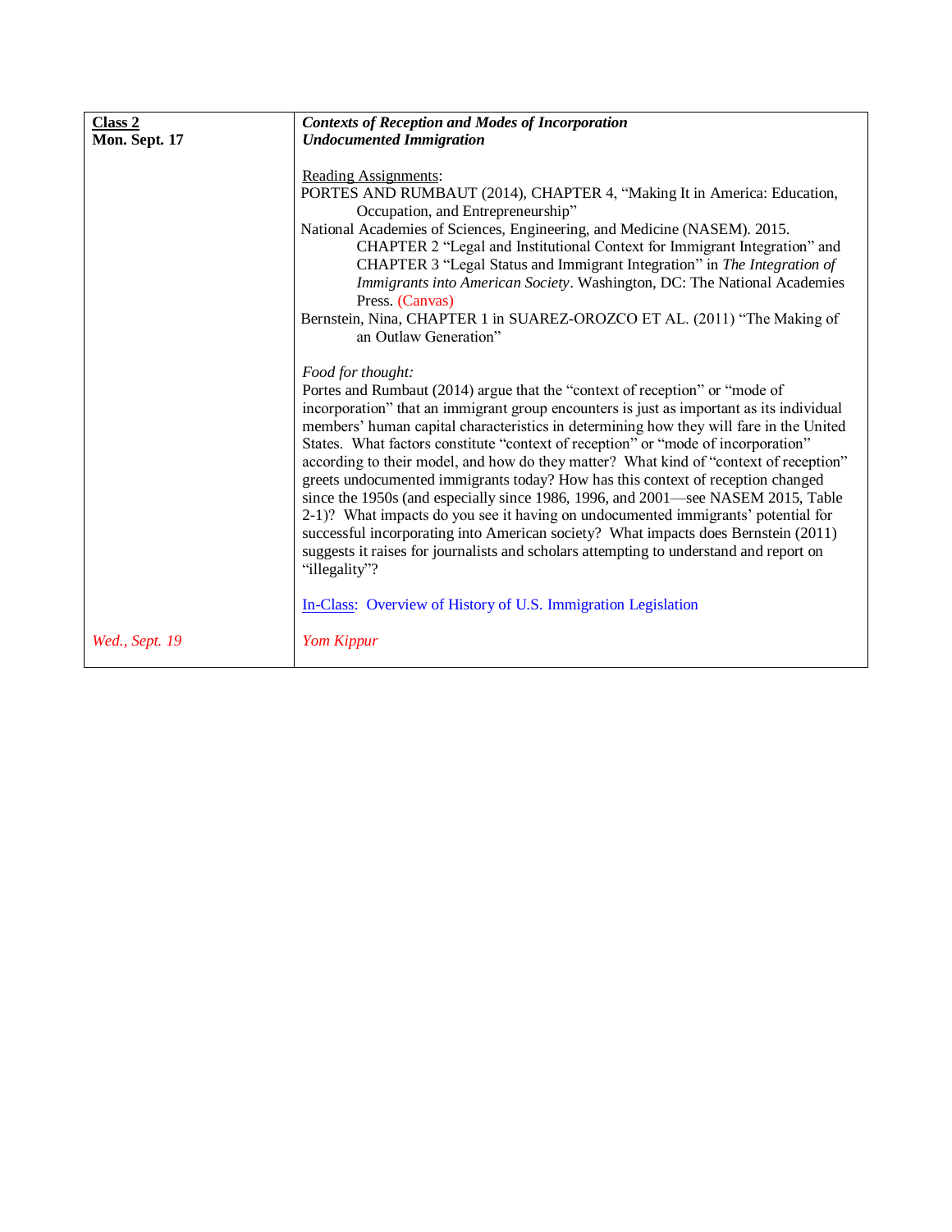| **Class 2**<br>**Mon. Sept. 17** | ***Contexts of Reception and Modes of Incorporation***<br>***Undocumented Immigration***<br><br>Reading Assignments:<br>PORTES AND RUMBAUT (2014), CHAPTER 4, "Making It in America: Education, Occupation, and Entrepreneurship"<br>National Academies of Sciences, Engineering, and Medicine (NASEM). 2015. CHAPTER 2 "Legal and Institutional Context for Immigrant Integration" and CHAPTER 3 "Legal Status and Immigrant Integration" in *The Integration of Immigrants into American Society*. Washington, DC: The National Academies Press. (Canvas)<br>Bernstein, Nina, CHAPTER 1 in SUAREZ-OROZCO ET AL. (2011) "The Making of an Outlaw Generation"<br><br>*Food for thought:*<br>Portes and Rumbaut (2014) argue that the "context of reception" or "mode of incorporation" that an immigrant group encounters is just as important as its individual members' human capital characteristics in determining how they will fare in the United States. What factors constitute "context of reception" or "mode of incorporation" according to their model, and how do they matter? What kind of "context of reception" greets undocumented immigrants today? How has this context of reception changed since the 1950s (and especially since 1986, 1996, and 2001—see NASEM 2015, Table 2-1)? What impacts do you see it having on undocumented immigrants' potential for successful incorporating into American society? What impacts does Bernstein (2011) suggests it raises for journalists and scholars attempting to understand and report on "illegality"?<br><br>In-Class: Overview of History of U.S. Immigration Legislation |
|---|---|
| *Wed., Sept. 19* | *Yom Kippur* |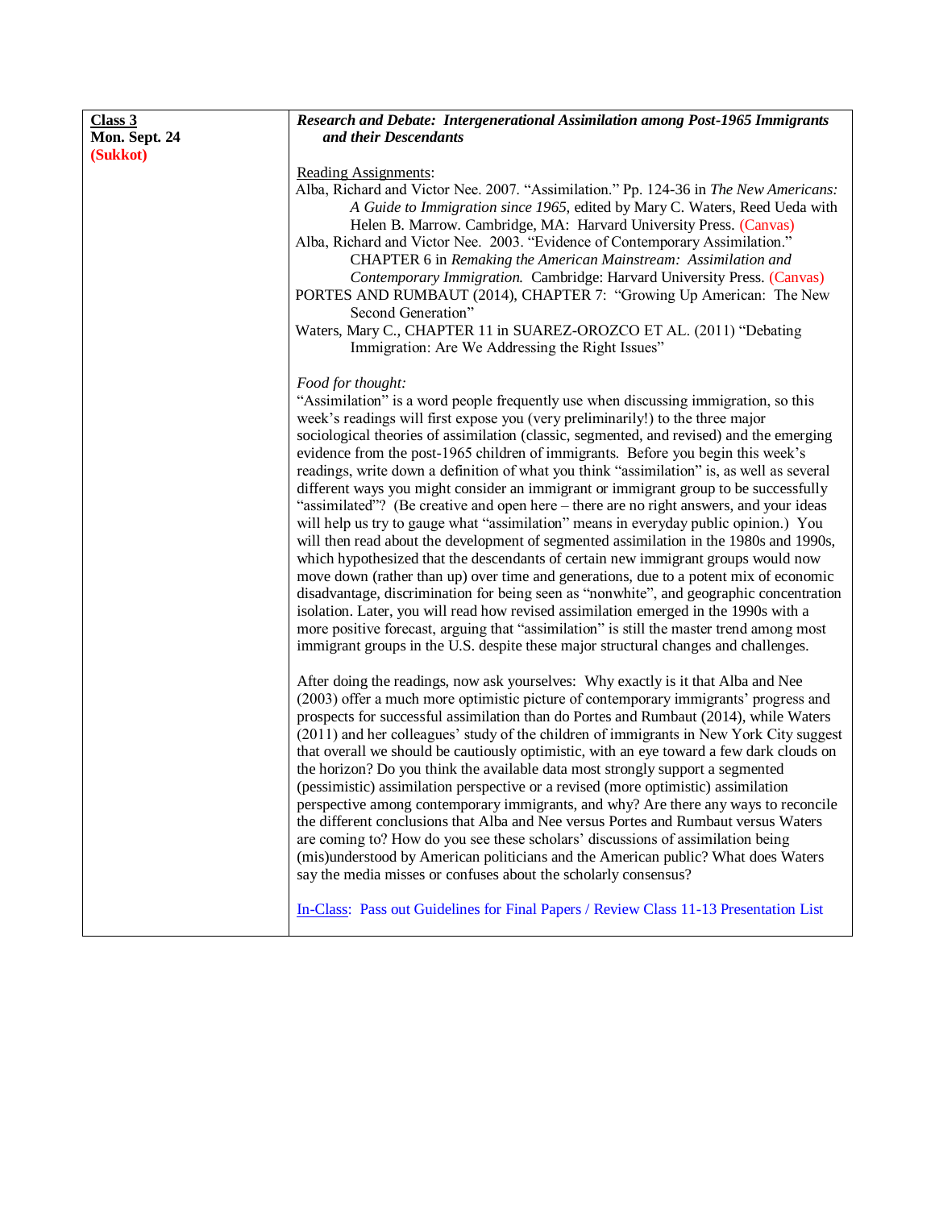| **Class 3**<br>**Mon. Sept. 24**<br>**(Sukkot)** | ***Research and Debate: Intergenerational Assimilation among Post-1965 Immigrants and their Descendants***<br><br>Reading Assignments:<br>Alba, Richard and Victor Nee. 2007. "Assimilation." Pp. 124-36 in *The New Americans: A Guide to Immigration since 1965*, edited by Mary C. Waters, Reed Ueda with Helen B. Marrow. Cambridge, MA: Harvard University Press. (Canvas)<br>Alba, Richard and Victor Nee. 2003. "Evidence of Contemporary Assimilation." CHAPTER 6 in *Remaking the American Mainstream: Assimilation and Contemporary Immigration.* Cambridge: Harvard University Press. (Canvas)<br>PORTES AND RUMBAUT (2014), CHAPTER 7: "Growing Up American: The New Second Generation"<br>Waters, Mary C., CHAPTER 11 in SUAREZ-OROZCO ET AL. (2011) "Debating Immigration: Are We Addressing the Right Issues"<br><br>*Food for thought:*<br>"Assimilation" is a word people frequently use when discussing immigration, so this week's readings will first expose you (very preliminarily!) to the three major sociological theories of assimilation (classic, segmented, and revised) and the emerging evidence from the post-1965 children of immigrants. Before you begin this week's readings, write down a definition of what you think "assimilation" is, as well as several different ways you might consider an immigrant or immigrant group to be successfully "assimilated"? (Be creative and open here – there are no right answers, and your ideas will help us try to gauge what "assimilation" means in everyday public opinion.) You will then read about the development of segmented assimilation in the 1980s and 1990s, which hypothesized that the descendants of certain new immigrant groups would now move down (rather than up) over time and generations, due to a potent mix of economic disadvantage, discrimination for being seen as "nonwhite", and geographic concentration isolation. Later, you will read how revised assimilation emerged in the 1990s with a more positive forecast, arguing that "assimilation" is still the master trend among most immigrant groups in the U.S. despite these major structural changes and challenges.<br><br>After doing the readings, now ask yourselves: Why exactly is it that Alba and Nee (2003) offer a much more optimistic picture of contemporary immigrants' progress and prospects for successful assimilation than do Portes and Rumbaut (2014), while Waters (2011) and her colleagues' study of the children of immigrants in New York City suggest that overall we should be cautiously optimistic, with an eye toward a few dark clouds on the horizon? Do you think the available data most strongly support a segmented (pessimistic) assimilation perspective or a revised (more optimistic) assimilation perspective among contemporary immigrants, and why? Are there any ways to reconcile the different conclusions that Alba and Nee versus Portes and Rumbaut versus Waters are coming to? How do you see these scholars' discussions of assimilation being (mis)understood by American politicians and the American public? What does Waters say the media misses or confuses about the scholarly consensus?<br><br>In-Class: Pass out Guidelines for Final Papers / Review Class 11-13 Presentation List |
|---|---|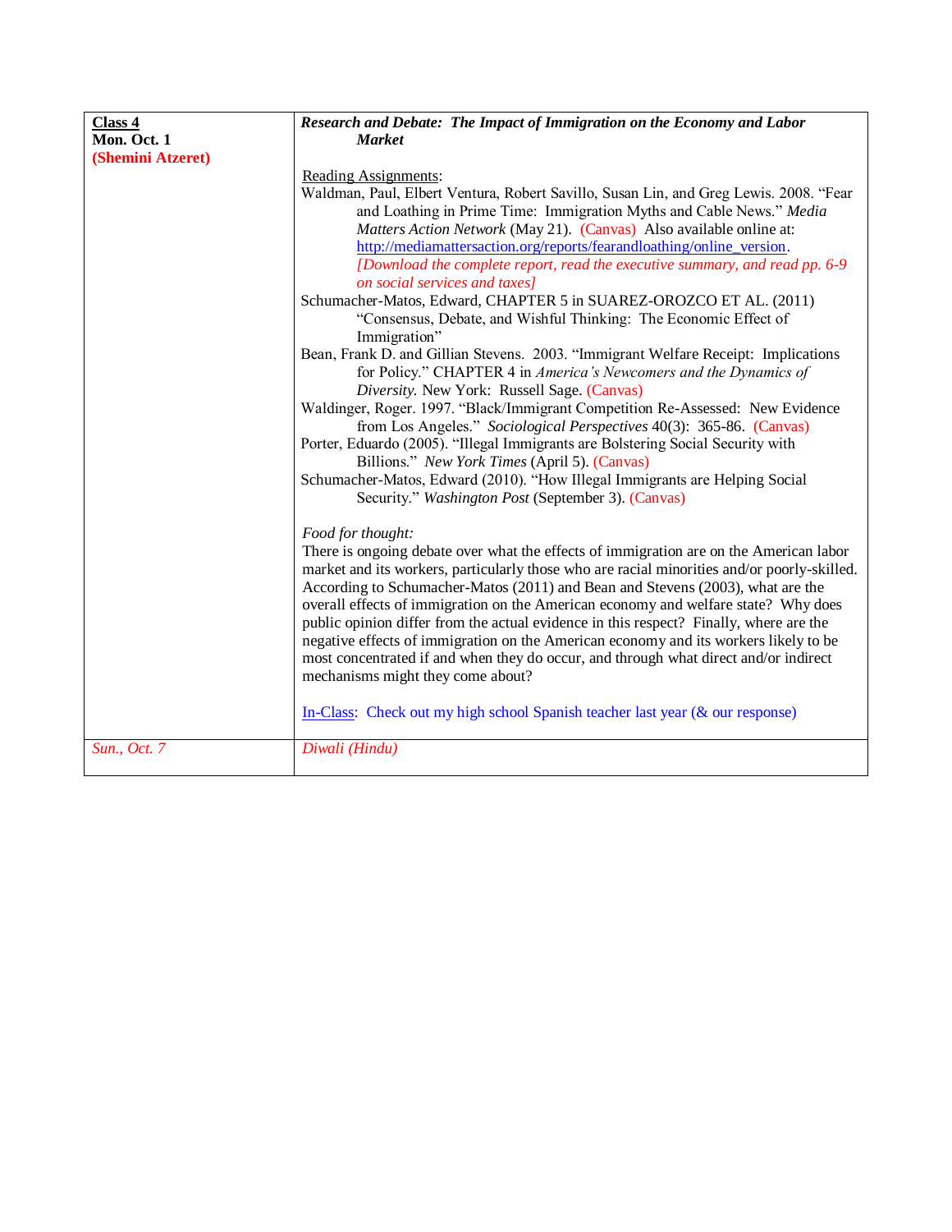| **Class 4**<br>**Mon. Oct. 1**<br>**(Shemini Atzeret)** | ***Research and Debate: The Impact of Immigration on the Economy and Labor Market***<br><br>Reading Assignments:<br>Waldman, Paul, Elbert Ventura, Robert Savillo, Susan Lin, and Greg Lewis. 2008. "Fear and Loathing in Prime Time: Immigration Myths and Cable News." *Media Matters Action Network* (May 21). (Canvas) Also available online at: http://mediamattersaction.org/reports/fearandloathing/online_version. *[Download the complete report, read the executive summary, and read pp. 6-9 on social services and taxes]*<br>Schumacher-Matos, Edward, CHAPTER 5 in SUAREZ-OROZCO ET AL. (2011) "Consensus, Debate, and Wishful Thinking: The Economic Effect of Immigration"<br>Bean, Frank D. and Gillian Stevens. 2003. "Immigrant Welfare Receipt: Implications for Policy." CHAPTER 4 in *America's Newcomers and the Dynamics of Diversity.* New York: Russell Sage. (Canvas)<br>Waldinger, Roger. 1997. "Black/Immigrant Competition Re-Assessed: New Evidence from Los Angeles." *Sociological Perspectives* 40(3): 365-86. (Canvas)<br>Porter, Eduardo (2005). "Illegal Immigrants are Bolstering Social Security with Billions." *New York Times* (April 5). (Canvas)<br>Schumacher-Matos, Edward (2010). "How Illegal Immigrants are Helping Social Security." *Washington Post* (September 3). (Canvas)<br><br>*Food for thought:*<br>There is ongoing debate over what the effects of immigration are on the American labor market and its workers, particularly those who are racial minorities and/or poorly-skilled. According to Schumacher-Matos (2011) and Bean and Stevens (2003), what are the overall effects of immigration on the American economy and welfare state? Why does public opinion differ from the actual evidence in this respect? Finally, where are the negative effects of immigration on the American economy and its workers likely to be most concentrated if and when they do occur, and through what direct and/or indirect mechanisms might they come about?<br><br>In-Class: Check out my high school Spanish teacher last year (& our response) |
|---|---|
| *Sun., Oct. 7* | *Diwali (Hindu)* |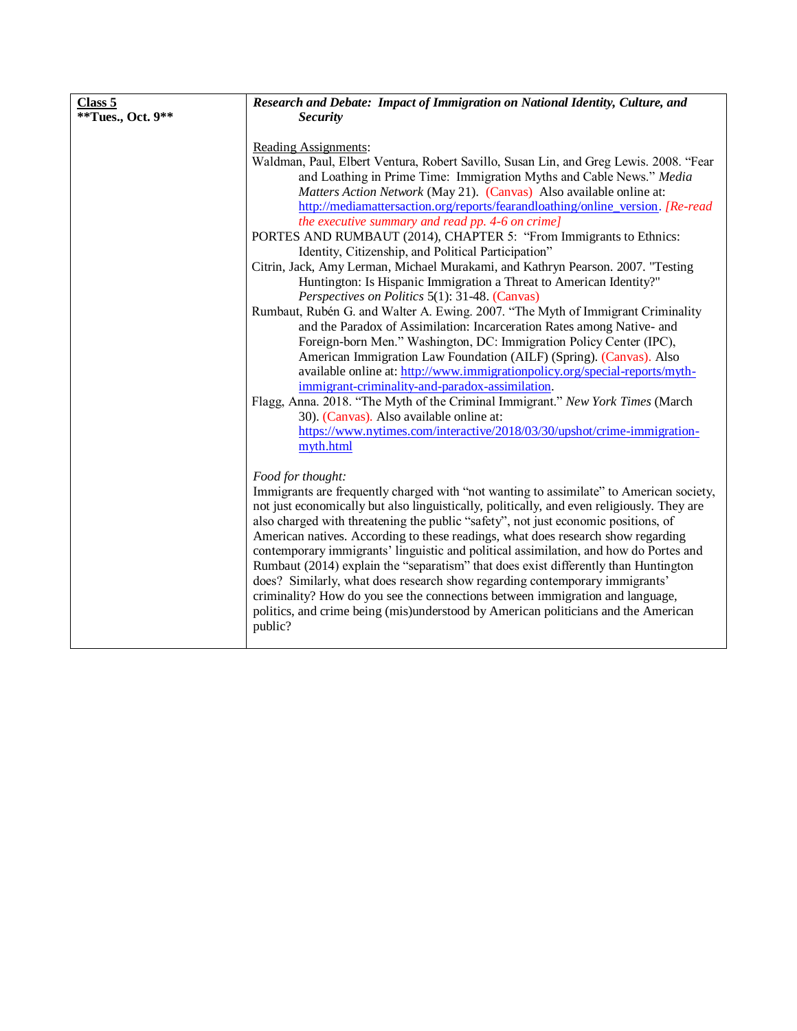| **Class 5**<br>**\*\*Tues., Oct. 9\*\*** | ***Research and Debate: Impact of Immigration on National Identity, Culture, and Security***<br><br>Reading Assignments:<br>Waldman, Paul, Elbert Ventura, Robert Savillo, Susan Lin, and Greg Lewis. 2008. "Fear and Loathing in Prime Time: Immigration Myths and Cable News." *Media Matters Action Network* (May 21). (Canvas) Also available online at: http://mediamattersaction.org/reports/fearandloathing/online_version. *[Re-read the executive summary and read pp. 4-6 on crime]*<br>PORTES AND RUMBAUT (2014), CHAPTER 5: "From Immigrants to Ethnics: Identity, Citizenship, and Political Participation"<br>Citrin, Jack, Amy Lerman, Michael Murakami, and Kathryn Pearson. 2007. "Testing Huntington: Is Hispanic Immigration a Threat to American Identity?" *Perspectives on Politics* 5(1): 31-48. (Canvas)<br>Rumbaut, Rubén G. and Walter A. Ewing. 2007. "The Myth of Immigrant Criminality and the Paradox of Assimilation: Incarceration Rates among Native- and Foreign-born Men." Washington, DC: Immigration Policy Center (IPC), American Immigration Law Foundation (AILF) (Spring). (Canvas). Also available online at: http://www.immigrationpolicy.org/special-reports/myth-immigrant-criminality-and-paradox-assimilation.<br>Flagg, Anna. 2018. "The Myth of the Criminal Immigrant." *New York Times* (March 30). (Canvas). Also available online at: https://www.nytimes.com/interactive/2018/03/30/upshot/crime-immigration-myth.html<br><br>*Food for thought:*<br>Immigrants are frequently charged with "not wanting to assimilate" to American society, not just economically but also linguistically, politically, and even religiously. They are also charged with threatening the public "safety", not just economic positions, of American natives. According to these readings, what does research show regarding contemporary immigrants' linguistic and political assimilation, and how do Portes and Rumbaut (2014) explain the "separatism" that does exist differently than Huntington does? Similarly, what does research show regarding contemporary immigrants' criminality? How do you see the connections between immigration and language, politics, and crime being (mis)understood by American politicians and the American public? |
|---|---|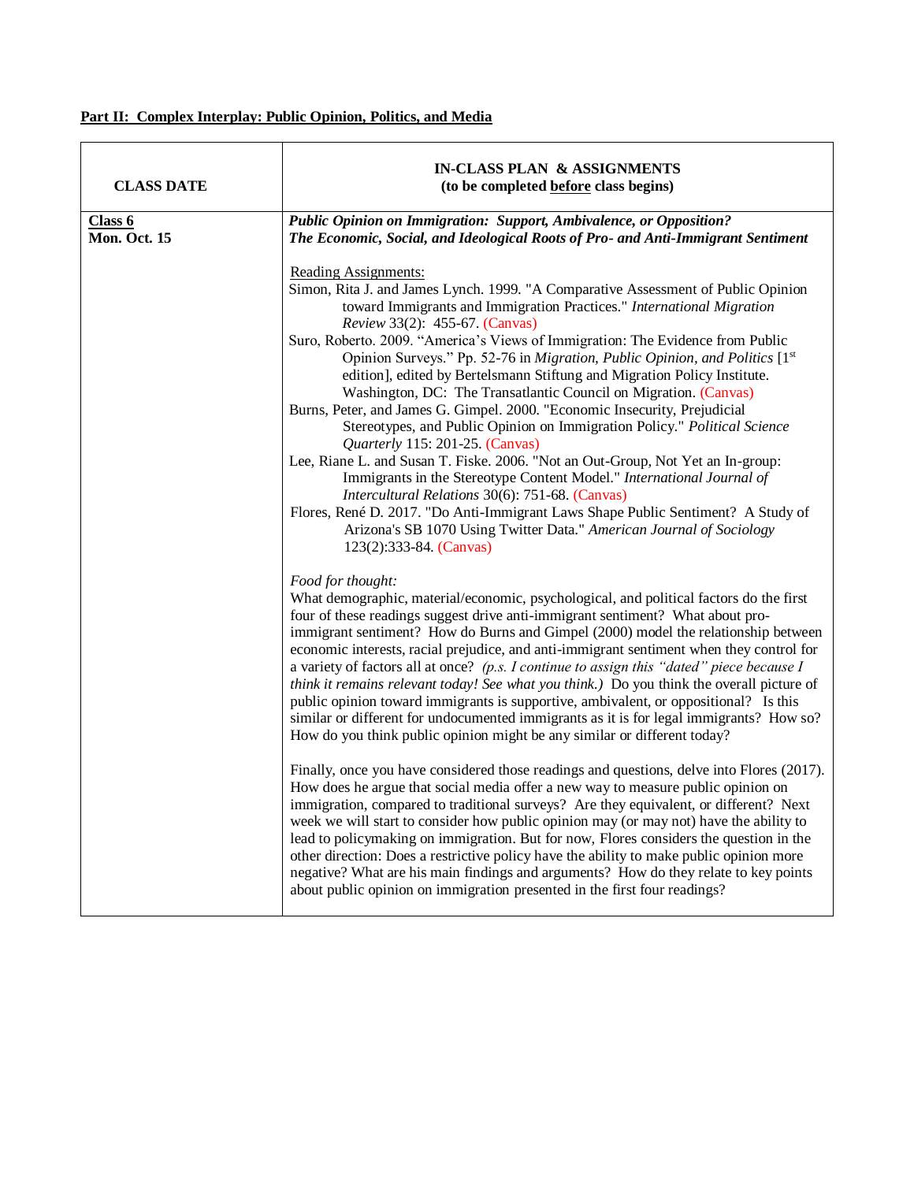**<u>Part II: Complex Interplay: Public Opinion, Politics, and Media</u>**

| CLASS DATE | IN-CLASS PLAN & ASSIGNMENTS (to be completed <u>before</u> class begins) |
|---|---|
| **<u>Class 6</u>** **Mon. Oct. 15** | ***Public Opinion on Immigration: Support, Ambivalence, or Opposition? The Economic, Social, and Ideological Roots of Pro- and Anti-Immigrant Sentiment*** <br><br> <u>Reading Assignments:</u> <br> Simon, Rita J. and James Lynch. 1999. "A Comparative Assessment of Public Opinion toward Immigrants and Immigration Practices." *International Migration Review* 33(2): 455-67. (Canvas) <br> Suro, Roberto. 2009. "America's Views of Immigration: The Evidence from Public Opinion Surveys." Pp. 52-76 in *Migration, Public Opinion, and Politics* [1st edition], edited by Bertelsmann Stiftung and Migration Policy Institute. Washington, DC: The Transatlantic Council on Migration. (Canvas) <br> Burns, Peter, and James G. Gimpel. 2000. "Economic Insecurity, Prejudicial Stereotypes, and Public Opinion on Immigration Policy." *Political Science Quarterly* 115: 201-25. (Canvas) <br> Lee, Riane L. and Susan T. Fiske. 2006. "Not an Out-Group, Not Yet an In-group: Immigrants in the Stereotype Content Model." *International Journal of Intercultural Relations* 30(6): 751-68. (Canvas) <br> Flores, René D. 2017. "Do Anti-Immigrant Laws Shape Public Sentiment? A Study of Arizona's SB 1070 Using Twitter Data." *American Journal of Sociology* 123(2):333-84. (Canvas) <br><br> *Food for thought:* <br> What demographic, material/economic, psychological, and political factors do the first four of these readings suggest drive anti-immigrant sentiment? What about pro-immigrant sentiment? How do Burns and Gimpel (2000) model the relationship between economic interests, racial prejudice, and anti-immigrant sentiment when they control for a variety of factors all at once? *(p.s. I continue to assign this "dated" piece because I think it remains relevant today! See what you think.)* Do you think the overall picture of public opinion toward immigrants is supportive, ambivalent, or oppositional? Is this similar or different for undocumented immigrants as it is for legal immigrants? How so? How do you think public opinion might be any similar or different today? <br><br> Finally, once you have considered those readings and questions, delve into Flores (2017). How does he argue that social media offer a new way to measure public opinion on immigration, compared to traditional surveys? Are they equivalent, or different? Next week we will start to consider how public opinion may (or may not) have the ability to lead to policymaking on immigration. But for now, Flores considers the question in the other direction: Does a restrictive policy have the ability to make public opinion more negative? What are his main findings and arguments? How do they relate to key points about public opinion on immigration presented in the first four readings? |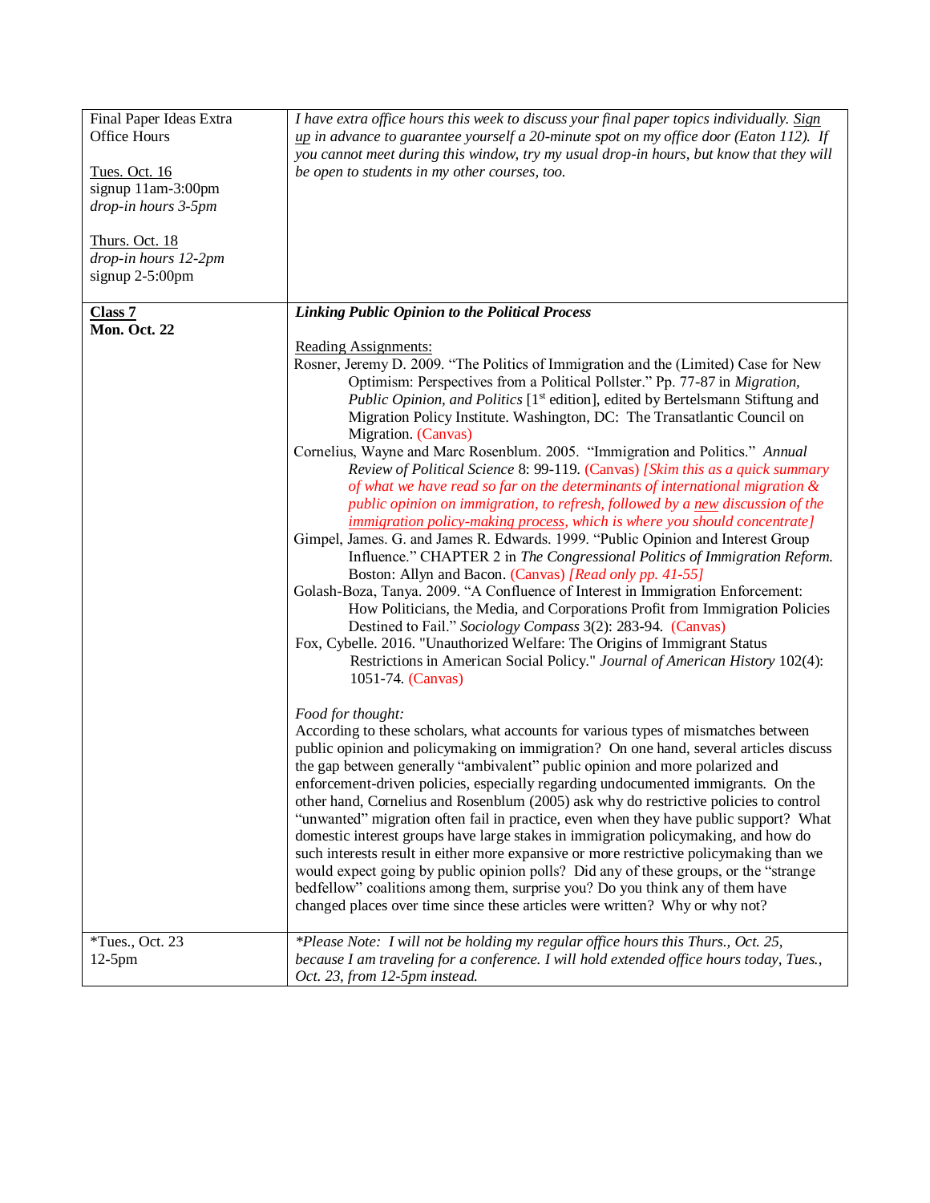| | |
|---|---|
| Final Paper Ideas Extra Office Hours<br><br>Tues. Oct. 16<br>signup 11am-3:00pm<br>*drop-in hours 3-5pm*<br><br>Thurs. Oct. 18<br>*drop-in hours 12-2pm*<br>signup 2-5:00pm | *I have extra office hours this week to discuss your final paper topics individually. Sign up in advance to guarantee yourself a 20-minute spot on my office door (Eaton 112). If you cannot meet during this window, try my usual drop-in hours, but know that they will be open to students in my other courses, too.* |
| **Class 7**<br>**Mon. Oct. 22** | ***Linking Public Opinion to the Political Process***<br><br>Reading Assignments:<br>Rosner, Jeremy D. 2009. "The Politics of Immigration and the (Limited) Case for New Optimism: Perspectives from a Political Pollster." Pp. 77-87 in *Migration, Public Opinion, and Politics* [1st edition], edited by Bertelsmann Stiftung and Migration Policy Institute. Washington, DC: The Transatlantic Council on Migration. (Canvas)<br>Cornelius, Wayne and Marc Rosenblum. 2005. "Immigration and Politics." *Annual Review of Political Science* 8: 99-119. (Canvas) *[Skim this as a quick summary of what we have read so far on the determinants of international migration & public opinion on immigration, to refresh, followed by a new discussion of the immigration policy-making process, which is where you should concentrate]*<br>Gimpel, James. G. and James R. Edwards. 1999. "Public Opinion and Interest Group Influence." CHAPTER 2 in *The Congressional Politics of Immigration Reform.* Boston: Allyn and Bacon. (Canvas) *[Read only pp. 41-55]*<br>Golash-Boza, Tanya. 2009. "A Confluence of Interest in Immigration Enforcement: How Politicians, the Media, and Corporations Profit from Immigration Policies Destined to Fail." *Sociology Compass* 3(2): 283-94. (Canvas)<br>Fox, Cybelle. 2016. "Unauthorized Welfare: The Origins of Immigrant Status Restrictions in American Social Policy." *Journal of American History* 102(4): 1051-74. (Canvas)<br><br>*Food for thought:*<br>According to these scholars, what accounts for various types of mismatches between public opinion and policymaking on immigration? On one hand, several articles discuss the gap between generally "ambivalent" public opinion and more polarized and enforcement-driven policies, especially regarding undocumented immigrants. On the other hand, Cornelius and Rosenblum (2005) ask why do restrictive policies to control "unwanted" migration often fail in practice, even when they have public support? What domestic interest groups have large stakes in immigration policymaking, and how do such interests result in either more expansive or more restrictive policymaking than we would expect going by public opinion polls? Did any of these groups, or the "strange bedfellow" coalitions among them, surprise you? Do you think any of them have changed places over time since these articles were written? Why or why not? |
| *Tues., Oct. 23<br>12-5pm | **Please Note: I will not be holding my regular office hours this Thurs., Oct. 25, because I am traveling for a conference. I will hold extended office hours today, Tues., Oct. 23, from 12-5pm instead.* |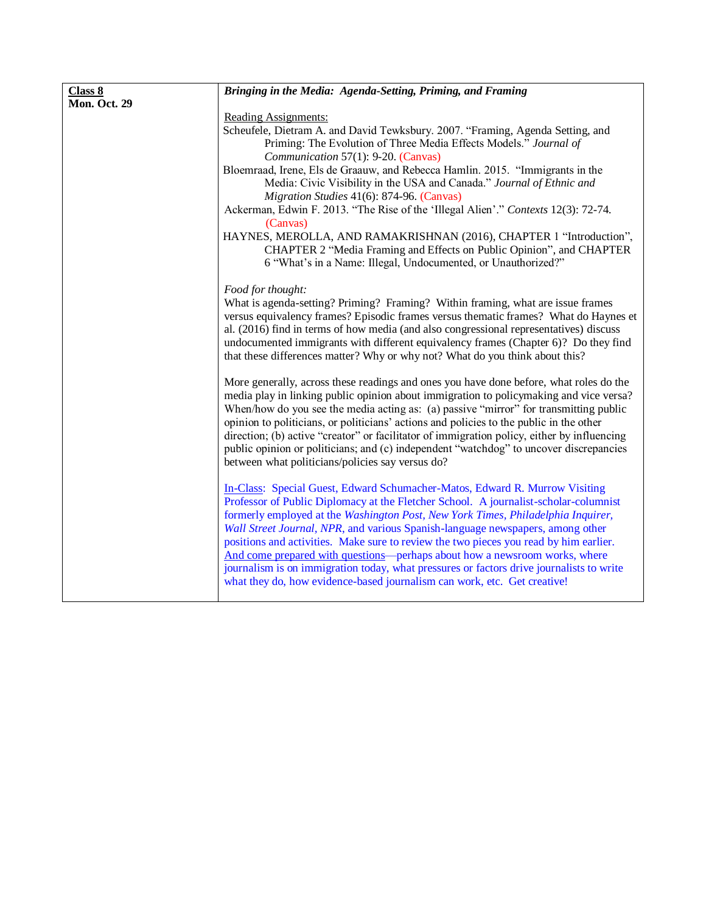| **Class 8** <br> **Mon. Oct. 29** | ***Bringing in the Media: Agenda-Setting, Priming, and Framing*** <br><br> Reading Assignments: <br> Scheufele, Dietram A. and David Tewksbury. 2007. "Framing, Agenda Setting, and Priming: The Evolution of Three Media Effects Models." *Journal of Communication* 57(1): 9-20. (Canvas) <br> Bloemraad, Irene, Els de Graauw, and Rebecca Hamlin. 2015. "Immigrants in the Media: Civic Visibility in the USA and Canada." *Journal of Ethnic and Migration Studies* 41(6): 874-96. (Canvas) <br> Ackerman, Edwin F. 2013. "The Rise of the 'Illegal Alien'." *Contexts* 12(3): 72-74. (Canvas) <br> HAYNES, MEROLLA, AND RAMAKRISHNAN (2016), CHAPTER 1 "Introduction", CHAPTER 2 "Media Framing and Effects on Public Opinion", and CHAPTER 6 "What's in a Name: Illegal, Undocumented, or Unauthorized?" <br><br> *Food for thought:* <br> What is agenda-setting? Priming? Framing? Within framing, what are issue frames versus equivalency frames? Episodic frames versus thematic frames? What do Haynes et al. (2016) find in terms of how media (and also congressional representatives) discuss undocumented immigrants with different equivalency frames (Chapter 6)? Do they find that these differences matter? Why or why not? What do you think about this? <br><br> More generally, across these readings and ones you have done before, what roles do the media play in linking public opinion about immigration to policymaking and vice versa? When/how do you see the media acting as: (a) passive "mirror" for transmitting public opinion to politicians, or politicians' actions and policies to the public in the other direction; (b) active "creator" or facilitator of immigration policy, either by influencing public opinion or politicians; and (c) independent "watchdog" to uncover discrepancies between what politicians/policies say versus do? <br><br> In-Class: Special Guest, Edward Schumacher-Matos, Edward R. Murrow Visiting Professor of Public Diplomacy at the Fletcher School. A journalist-scholar-columnist formerly employed at the *Washington Post, New York Times, Philadelphia Inquirer, Wall Street Journal, NPR*, and various Spanish-language newspapers, among other positions and activities. Make sure to review the two pieces you read by him earlier. And come prepared with questions—perhaps about how a newsroom works, where journalism is on immigration today, what pressures or factors drive journalists to write what they do, how evidence-based journalism can work, etc. Get creative! |
|---|---|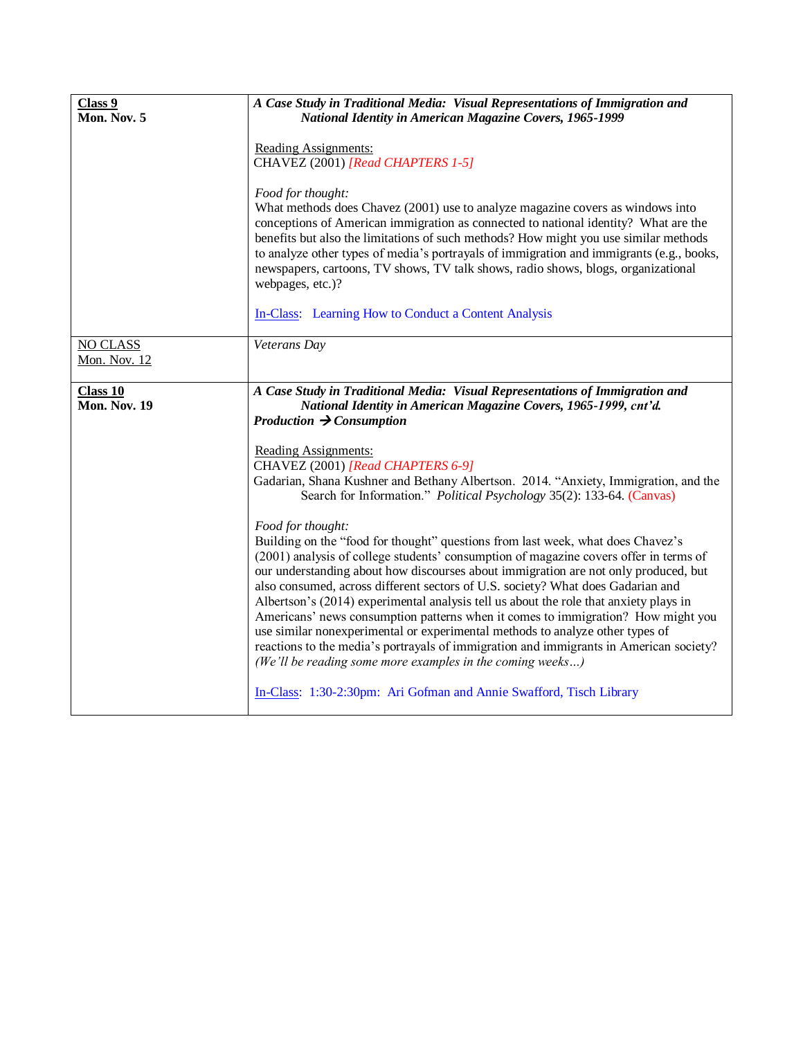| | |
|---|---|
| **Class 9**<br>**Mon. Nov. 5** | ***A Case Study in Traditional Media: Visual Representations of Immigration and National Identity in American Magazine Covers, 1965-1999***<br><br>Reading Assignments:<br>CHAVEZ (2001) *[Read CHAPTERS 1-5]*<br><br>*Food for thought:*<br>What methods does Chavez (2001) use to analyze magazine covers as windows into conceptions of American immigration as connected to national identity? What are the benefits but also the limitations of such methods? How might you use similar methods to analyze other types of media's portrayals of immigration and immigrants (e.g., books, newspapers, cartoons, TV shows, TV talk shows, radio shows, blogs, organizational webpages, etc.)?<br><br>In-Class: Learning How to Conduct a Content Analysis |
| NO CLASS<br>Mon. Nov. 12 | *Veterans Day* |
| **Class 10**<br>**Mon. Nov. 19** | ***A Case Study in Traditional Media: Visual Representations of Immigration and National Identity in American Magazine Covers, 1965-1999, cnt'd.***<br>***Production → Consumption***<br><br>Reading Assignments:<br>CHAVEZ (2001) *[Read CHAPTERS 6-9]*<br>Gadarian, Shana Kushner and Bethany Albertson. 2014. "Anxiety, Immigration, and the Search for Information." *Political Psychology* 35(2): 133-64. (Canvas)<br><br>*Food for thought:*<br>Building on the "food for thought" questions from last week, what does Chavez's (2001) analysis of college students' consumption of magazine covers offer in terms of our understanding about how discourses about immigration are not only produced, but also consumed, across different sectors of U.S. society? What does Gadarian and Albertson's (2014) experimental analysis tell us about the role that anxiety plays in Americans' news consumption patterns when it comes to immigration? How might you use similar nonexperimental or experimental methods to analyze other types of reactions to the media's portrayals of immigration and immigrants in American society? *(We'll be reading some more examples in the coming weeks…)*<br><br>In-Class: 1:30-2:30pm: Ari Gofman and Annie Swafford, Tisch Library |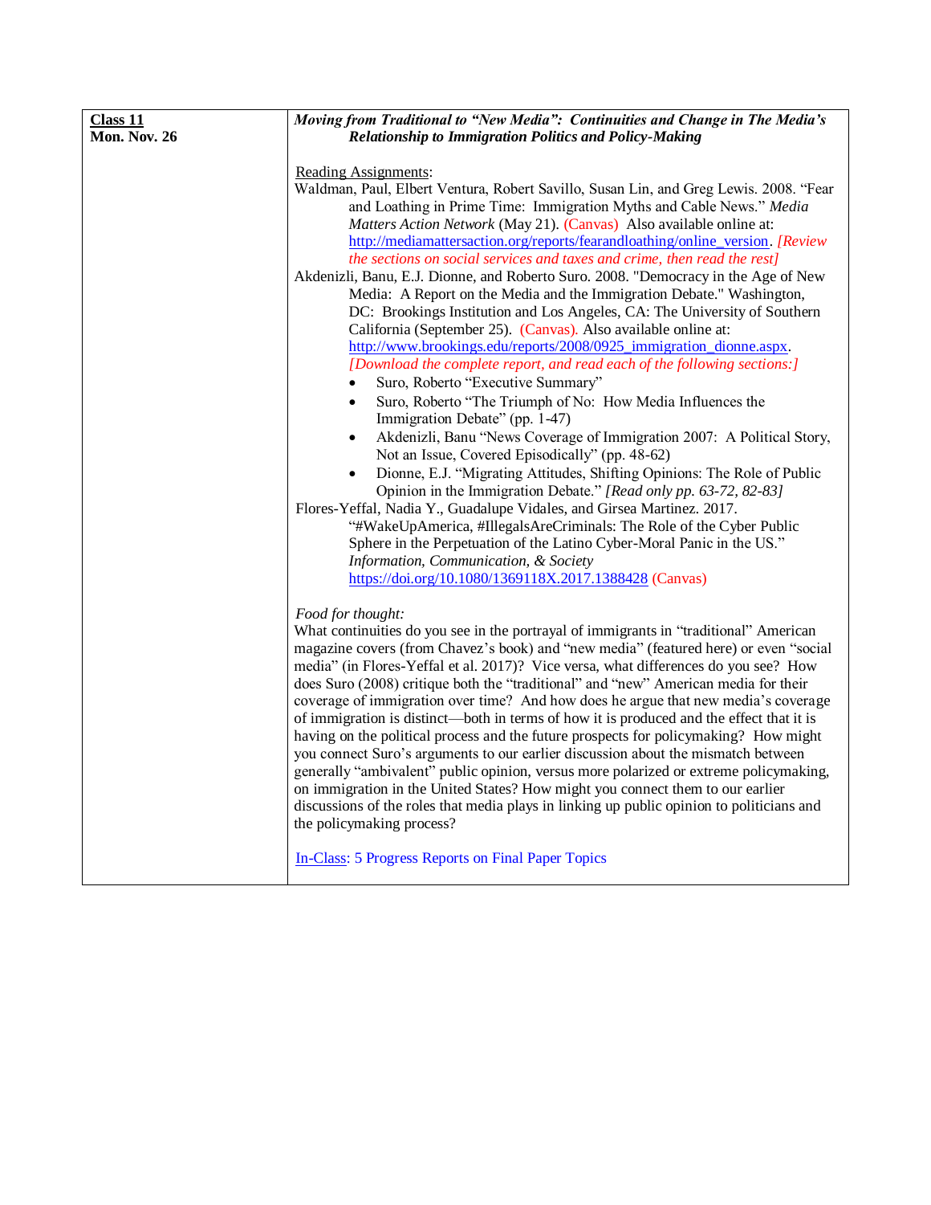| **Class 11**<br>**Mon. Nov. 26** | ***Moving from Traditional to "New Media": Continuities and Change in The Media's Relationship to Immigration Politics and Policy-Making*** |
|---|---|

**Class 11**
**Mon. Nov. 26**

***Moving from Traditional to "New Media": Continuities and Change in The Media's Relationship to Immigration Politics and Policy-Making***

Reading Assignments:

Waldman, Paul, Elbert Ventura, Robert Savillo, Susan Lin, and Greg Lewis. 2008. "Fear and Loathing in Prime Time: Immigration Myths and Cable News." *Media Matters Action Network* (May 21). (Canvas) Also available online at: http://mediamattersaction.org/reports/fearandloathing/online_version. *[Review the sections on social services and taxes and crime, then read the rest]*

Akdenizli, Banu, E.J. Dionne, and Roberto Suro. 2008. "Democracy in the Age of New Media: A Report on the Media and the Immigration Debate." Washington, DC: Brookings Institution and Los Angeles, CA: The University of Southern California (September 25). (Canvas). Also available online at: http://www.brookings.edu/reports/2008/0925_immigration_dionne.aspx. *[Download the complete report, and read each of the following sections:]*

- Suro, Roberto "Executive Summary"
- Suro, Roberto "The Triumph of No: How Media Influences the Immigration Debate" (pp. 1-47)
- Akdenizli, Banu "News Coverage of Immigration 2007: A Political Story, Not an Issue, Covered Episodically" (pp. 48-62)
- Dionne, E.J. "Migrating Attitudes, Shifting Opinions: The Role of Public Opinion in the Immigration Debate." *[Read only pp. 63-72, 82-83]*

Flores-Yeffal, Nadia Y., Guadalupe Vidales, and Girsea Martinez. 2017. "#WakeUpAmerica, #IllegalsAreCriminals: The Role of the Cyber Public Sphere in the Perpetuation of the Latino Cyber-Moral Panic in the US." *Information, Communication, & Society* https://doi.org/10.1080/1369118X.2017.1388428 (Canvas)

*Food for thought:*

What continuities do you see in the portrayal of immigrants in "traditional" American magazine covers (from Chavez's book) and "new media" (featured here) or even "social media" (in Flores-Yeffal et al. 2017)? Vice versa, what differences do you see? How does Suro (2008) critique both the "traditional" and "new" American media for their coverage of immigration over time? And how does he argue that new media's coverage of immigration is distinct—both in terms of how it is produced and the effect that it is having on the political process and the future prospects for policymaking? How might you connect Suro's arguments to our earlier discussion about the mismatch between generally "ambivalent" public opinion, versus more polarized or extreme policymaking, on immigration in the United States? How might you connect them to our earlier discussions of the roles that media plays in linking up public opinion to politicians and the policymaking process?

In-Class: 5 Progress Reports on Final Paper Topics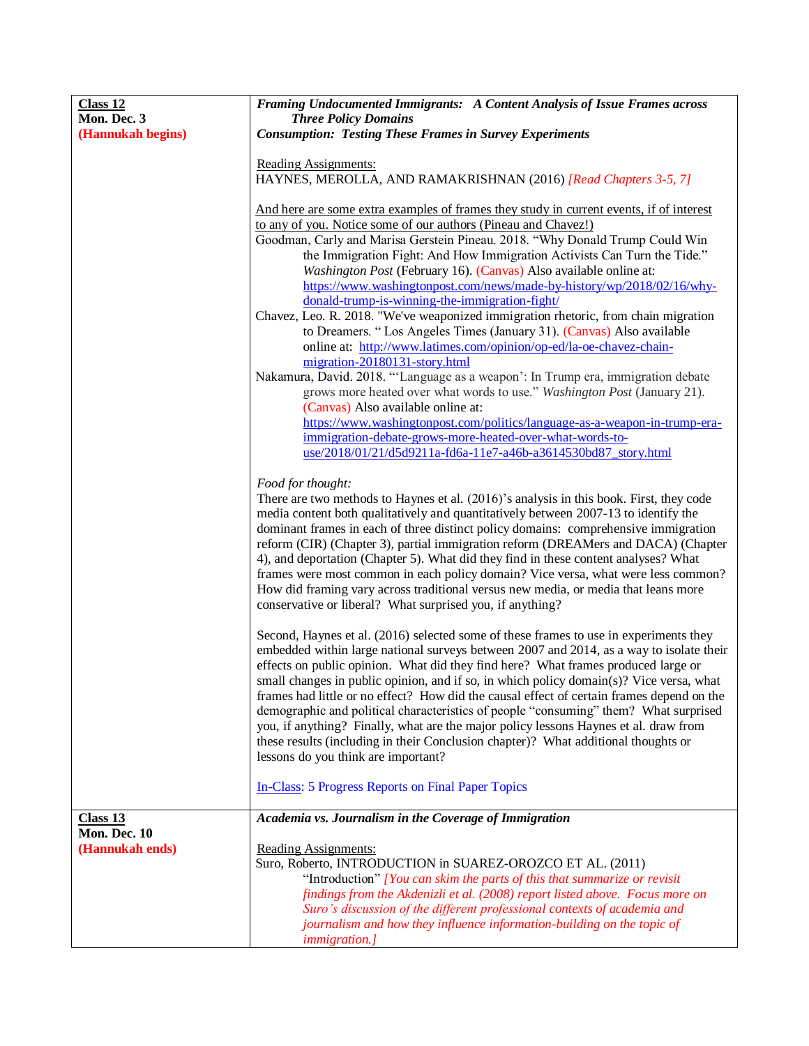| | |
|---|---|
| <u>**Class 12**</u><br>**Mon. Dec. 3**<br>**(Hannukah begins)** | ***Framing Undocumented Immigrants: A Content Analysis of Issue Frames across Three Policy Domains***<br>***Consumption: Testing These Frames in Survey Experiments***<br><br><u>Reading Assignments:</u><br>HAYNES, MEROLLA, AND RAMAKRISHNAN (2016) *[Read Chapters 3-5, 7]*<br><br><u>And here are some extra examples of frames they study in current events, if of interest to any of you. Notice some of our authors (Pineau and Chavez!)</u><br>Goodman, Carly and Marisa Gerstein Pineau. 2018. "Why Donald Trump Could Win the Immigration Fight: And How Immigration Activists Can Turn the Tide." *Washington Post* (February 16). (Canvas) Also available online at: https://www.washingtonpost.com/news/made-by-history/wp/2018/02/16/why-donald-trump-is-winning-the-immigration-fight/<br>Chavez, Leo. R. 2018. "We've weaponized immigration rhetoric, from chain migration to Dreamers. " Los Angeles Times (January 31). (Canvas) Also available online at: http://www.latimes.com/opinion/op-ed/la-oe-chavez-chain-migration-20180131-story.html<br>Nakamura, David. 2018. "'Language as a weapon': In Trump era, immigration debate grows more heated over what words to use." *Washington Post* (January 21). (Canvas) Also available online at: https://www.washingtonpost.com/politics/language-as-a-weapon-in-trump-era-immigration-debate-grows-more-heated-over-what-words-to-use/2018/01/21/d5d9211a-fd6a-11e7-a46b-a3614530bd87_story.html<br><br>*Food for thought:*<br>There are two methods to Haynes et al. (2016)'s analysis in this book. First, they code media content both qualitatively and quantitatively between 2007-13 to identify the dominant frames in each of three distinct policy domains: comprehensive immigration reform (CIR) (Chapter 3), partial immigration reform (DREAMers and DACA) (Chapter 4), and deportation (Chapter 5). What did they find in these content analyses? What frames were most common in each policy domain? Vice versa, what were less common? How did framing vary across traditional versus new media, or media that leans more conservative or liberal? What surprised you, if anything?<br><br>Second, Haynes et al. (2016) selected some of these frames to use in experiments they embedded within large national surveys between 2007 and 2014, as a way to isolate their effects on public opinion. What did they find here? What frames produced large or small changes in public opinion, and if so, in which policy domain(s)? Vice versa, what frames had little or no effect? How did the causal effect of certain frames depend on the demographic and political characteristics of people "consuming" them? What surprised you, if anything? Finally, what are the major policy lessons Haynes et al. draw from these results (including in their Conclusion chapter)? What additional thoughts or lessons do you think are important?<br><br><u>In-Class</u>: 5 Progress Reports on Final Paper Topics |
| <u>**Class 13**</u><br>**Mon. Dec. 10**<br>**(Hannukah ends)** | ***Academia vs. Journalism in the Coverage of Immigration***<br><br><u>Reading Assignments:</u><br>Suro, Roberto, INTRODUCTION in SUAREZ-OROZCO ET AL. (2011)<br>"Introduction" *[You can skim the parts of this that summarize or revisit findings from the Akdenizli et al. (2008) report listed above. Focus more on Suro's discussion of the different professional contexts of academia and journalism and how they influence information-building on the topic of immigration.]* |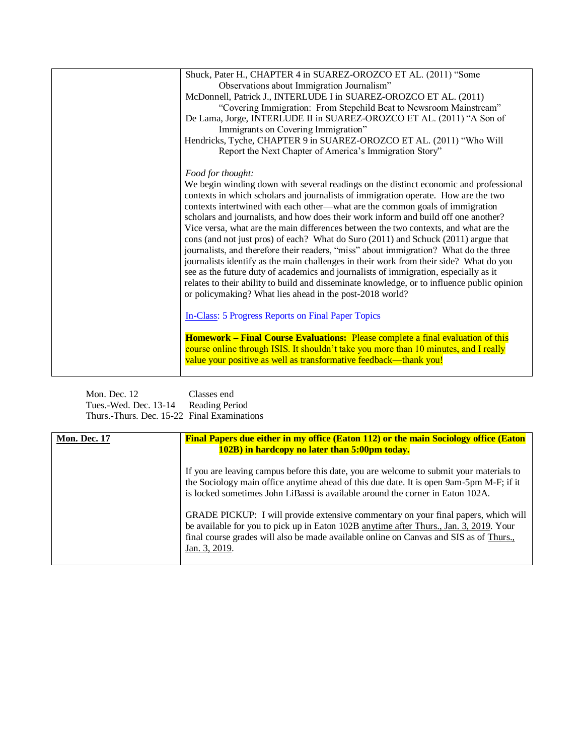| | |
|---|---|
| | Shuck, Pater H., CHAPTER 4 in SUAREZ-OROZCO ET AL. (2011) "Some Observations about Immigration Journalism"<br>McDonnell, Patrick J., INTERLUDE I in SUAREZ-OROZCO ET AL. (2011) "Covering Immigration: From Stepchild Beat to Newsroom Mainstream"<br>De Lama, Jorge, INTERLUDE II in SUAREZ-OROZCO ET AL. (2011) "A Son of Immigrants on Covering Immigration"<br>Hendricks, Tyche, CHAPTER 9 in SUAREZ-OROZCO ET AL. (2011) "Who Will Report the Next Chapter of America's Immigration Story"<br><br>*Food for thought:*<br>We begin winding down with several readings on the distinct economic and professional contexts in which scholars and journalists of immigration operate. How are the two contexts intertwined with each other—what are the common goals of immigration scholars and journalists, and how does their work inform and build off one another? Vice versa, what are the main differences between the two contexts, and what are the cons (and not just pros) of each? What do Suro (2011) and Schuck (2011) argue that journalists, and therefore their readers, "miss" about immigration? What do the three journalists identify as the main challenges in their work from their side? What do you see as the future duty of academics and journalists of immigration, especially as it relates to their ability to build and disseminate knowledge, or to influence public opinion or policymaking? What lies ahead in the post-2018 world?<br><br>In-Class: 5 Progress Reports on Final Paper Topics<br><br>**Homework – Final Course Evaluations:** Please complete a final evaluation of this course online through ISIS. It shouldn't take you more than 10 minutes, and I really value your positive as well as transformative feedback—thank you! |

Mon. Dec. 12 Classes end
Tues.-Wed. Dec. 13-14 Reading Period
Thurs.-Thurs. Dec. 15-22 Final Examinations

| | |
|---|---|
| **Mon. Dec. 17** | **Final Papers due either in my office (Eaton 112) or the main Sociology office (Eaton 102B) in hardcopy no later than 5:00pm today.**<br><br>If you are leaving campus before this date, you are welcome to submit your materials to the Sociology main office anytime ahead of this due date. It is open 9am-5pm M-F; if it is locked sometimes John LiBassi is available around the corner in Eaton 102A.<br><br>GRADE PICKUP: I will provide extensive commentary on your final papers, which will be available for you to pick up in Eaton 102B anytime after Thurs., Jan. 3, 2019. Your final course grades will also be made available online on Canvas and SIS as of Thurs., Jan. 3, 2019. |